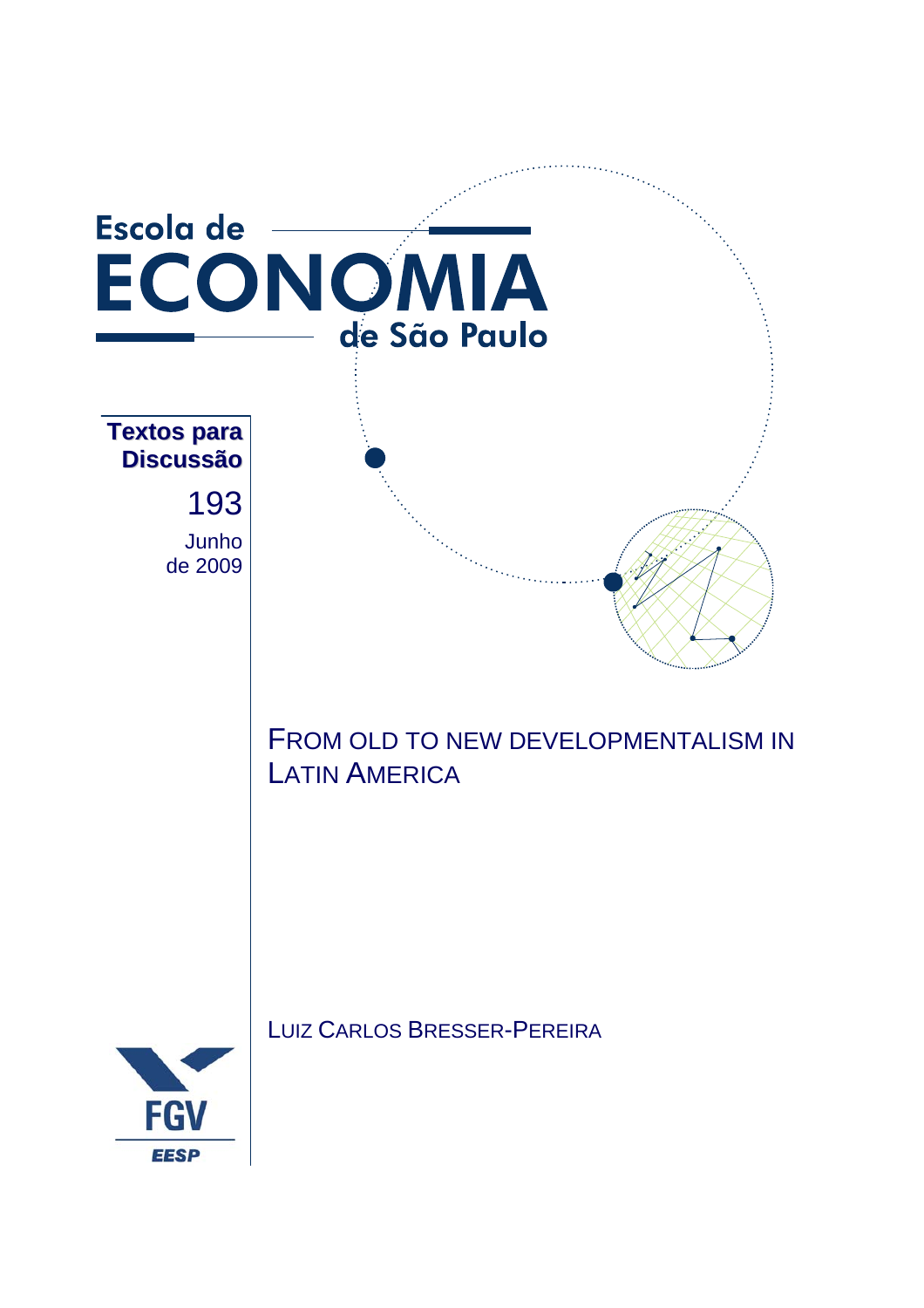Escola de

# ECONOMIA

de São Paulo

**Textos para Discussão**

193

Junho de 2009

# FROM OLD TO NEW DEVELOPMENTALISM IN LATIN AMERICA

LUIZ CARLOS BRESSER-PEREIRA

FGV

EESP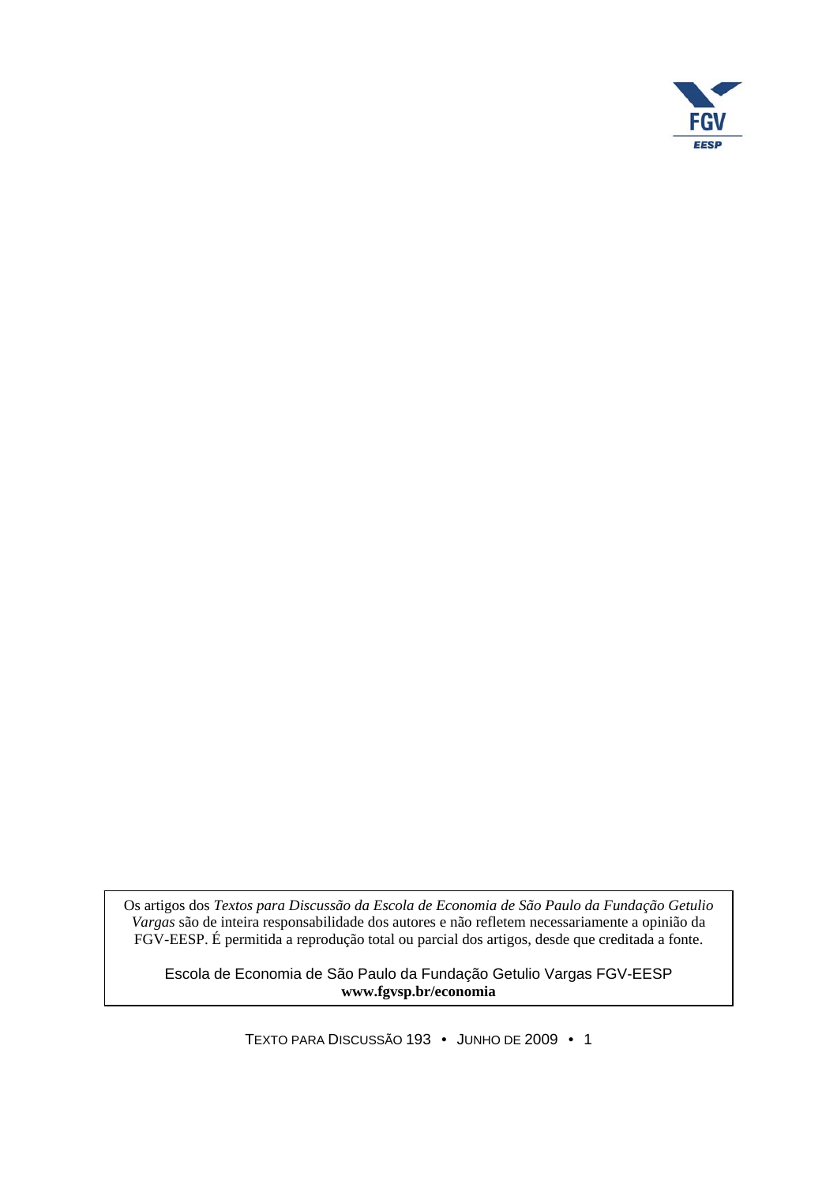Os artigos dos *Textos para Discussão da Escola de Economia de São Paulo da Fundação Getulio Vargas* são de inteira responsabilidade dos autores e não refletem necessariamente a opinião da FGV-EESP. É permitida a reprodução total ou parcial dos artigos, desde que creditada a fonte.

Escola de Economia de São Paulo da Fundação Getulio Vargas FGV-EESP
**www.fgvsp.br/economia**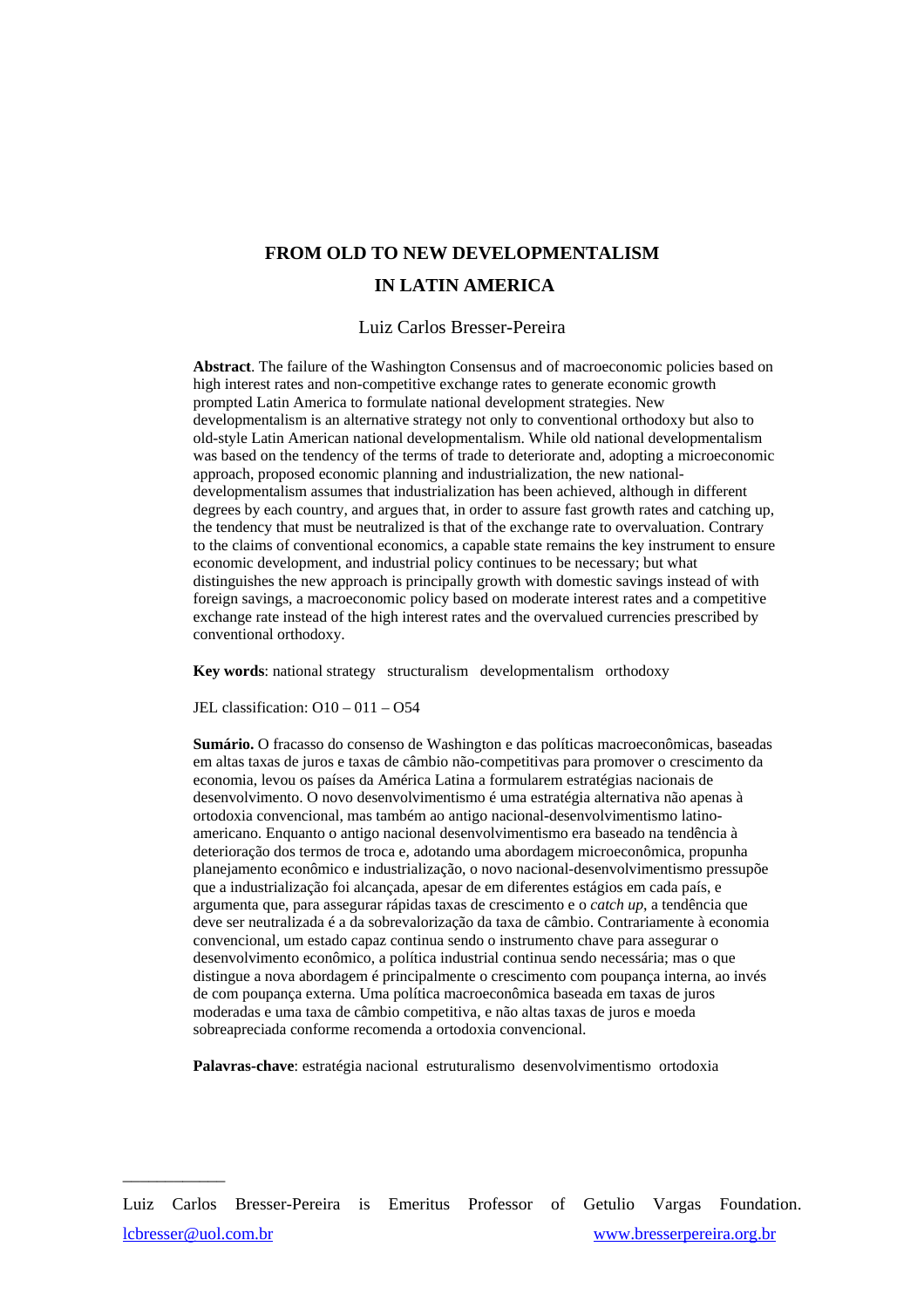# FROM OLD TO NEW DEVELOPMENTALISM IN LATIN AMERICA

Luiz Carlos Bresser-Pereira

**Abstract**. The failure of the Washington Consensus and of macroeconomic policies based on high interest rates and non-competitive exchange rates to generate economic growth prompted Latin America to formulate national development strategies. New developmentalism is an alternative strategy not only to conventional orthodoxy but also to old-style Latin American national developmentalism. While old national developmentalism was based on the tendency of the terms of trade to deteriorate and, adopting a microeconomic approach, proposed economic planning and industrialization, the new national-developmentalism assumes that industrialization has been achieved, although in different degrees by each country, and argues that, in order to assure fast growth rates and catching up, the tendency that must be neutralized is that of the exchange rate to overvaluation. Contrary to the claims of conventional economics, a capable state remains the key instrument to ensure economic development, and industrial policy continues to be necessary; but what distinguishes the new approach is principally growth with domestic savings instead of with foreign savings, a macroeconomic policy based on moderate interest rates and a competitive exchange rate instead of the high interest rates and the overvalued currencies prescribed by conventional orthodoxy.

**Key words**: national strategy   structuralism   developmentalism   orthodoxy

JEL classification: O10 – 011 – O54

**Sumário.** O fracasso do consenso de Washington e das políticas macroeconômicas, baseadas em altas taxas de juros e taxas de câmbio não-competitivas para promover o crescimento da economia, levou os países da América Latina a formularem estratégias nacionais de desenvolvimento. O novo desenvolvimentismo é uma estratégia alternativa não apenas à ortodoxia convencional, mas também ao antigo nacional-desenvolvimentismo latino-americano. Enquanto o antigo nacional desenvolvimentismo era baseado na tendência à deterioração dos termos de troca e, adotando uma abordagem microeconômica, propunha planejamento econômico e industrialização, o novo nacional-desenvolvimentismo pressupõe que a industrialização foi alcançada, apesar de em diferentes estágios em cada país, e argumenta que, para assegurar rápidas taxas de crescimento e o *catch up*, a tendência que deve ser neutralizada é a da sobrevalorização da taxa de câmbio. Contrariamente à economia convencional, um estado capaz continua sendo o instrumento chave para assegurar o desenvolvimento econômico, a política industrial continua sendo necessária; mas o que distingue a nova abordagem é principalmente o crescimento com poupança interna, ao invés de com poupança externa. Uma política macroeconômica baseada em taxas de juros moderadas e uma taxa de câmbio competitiva, e não altas taxas de juros e moeda sobreapreciada conforme recomenda a ortodoxia convencional.

**Palavras-chave**: estratégia nacional  estruturalismo  desenvolvimentismo  ortodoxia

---

Luiz Carlos Bresser-Pereira is Emeritus Professor of Getulio Vargas Foundation. lcbresser@uol.com.br www.bresserpereira.org.br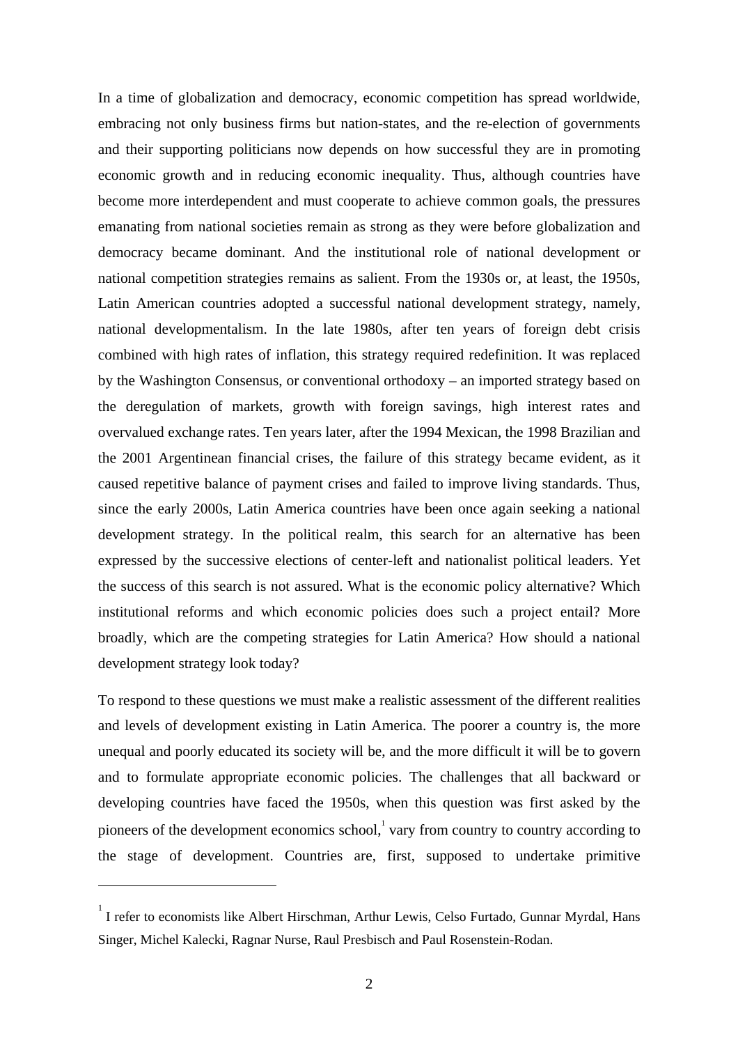In a time of globalization and democracy, economic competition has spread worldwide, embracing not only business firms but nation-states, and the re-election of governments and their supporting politicians now depends on how successful they are in promoting economic growth and in reducing economic inequality. Thus, although countries have become more interdependent and must cooperate to achieve common goals, the pressures emanating from national societies remain as strong as they were before globalization and democracy became dominant. And the institutional role of national development or national competition strategies remains as salient. From the 1930s or, at least, the 1950s, Latin American countries adopted a successful national development strategy, namely, national developmentalism. In the late 1980s, after ten years of foreign debt crisis combined with high rates of inflation, this strategy required redefinition. It was replaced by the Washington Consensus, or conventional orthodoxy – an imported strategy based on the deregulation of markets, growth with foreign savings, high interest rates and overvalued exchange rates. Ten years later, after the 1994 Mexican, the 1998 Brazilian and the 2001 Argentinean financial crises, the failure of this strategy became evident, as it caused repetitive balance of payment crises and failed to improve living standards. Thus, since the early 2000s, Latin America countries have been once again seeking a national development strategy. In the political realm, this search for an alternative has been expressed by the successive elections of center-left and nationalist political leaders. Yet the success of this search is not assured. What is the economic policy alternative? Which institutional reforms and which economic policies does such a project entail? More broadly, which are the competing strategies for Latin America? How should a national development strategy look today?

To respond to these questions we must make a realistic assessment of the different realities and levels of development existing in Latin America. The poorer a country is, the more unequal and poorly educated its society will be, and the more difficult it will be to govern and to formulate appropriate economic policies. The challenges that all backward or developing countries have faced the 1950s, when this question was first asked by the pioneers of the development economics school,[1] vary from country to country according to the stage of development. Countries are, first, supposed to undertake primitive

[1] I refer to economists like Albert Hirschman, Arthur Lewis, Celso Furtado, Gunnar Myrdal, Hans Singer, Michel Kalecki, Ragnar Nurse, Raul Presbisch and Paul Rosenstein-Rodan.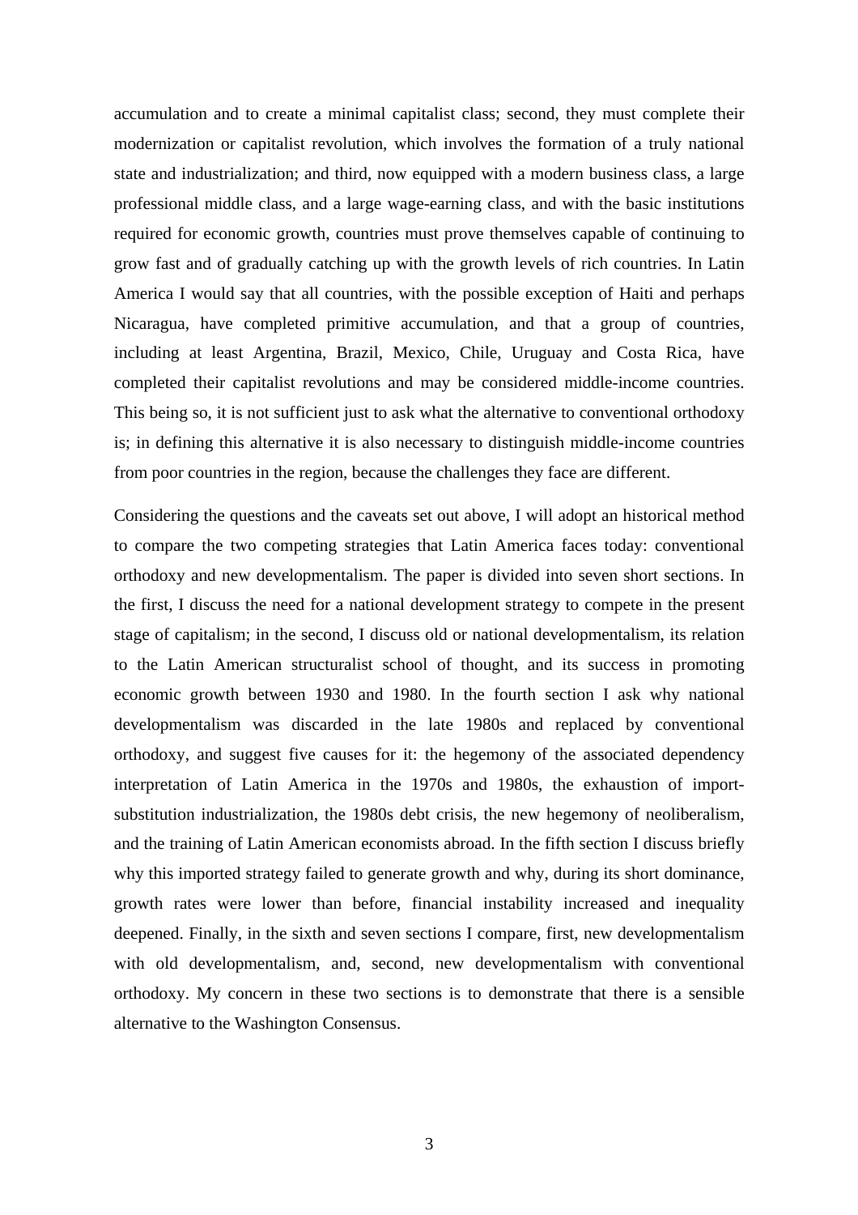accumulation and to create a minimal capitalist class; second, they must complete their modernization or capitalist revolution, which involves the formation of a truly national state and industrialization; and third, now equipped with a modern business class, a large professional middle class, and a large wage-earning class, and with the basic institutions required for economic growth, countries must prove themselves capable of continuing to grow fast and of gradually catching up with the growth levels of rich countries. In Latin America I would say that all countries, with the possible exception of Haiti and perhaps Nicaragua, have completed primitive accumulation, and that a group of countries, including at least Argentina, Brazil, Mexico, Chile, Uruguay and Costa Rica, have completed their capitalist revolutions and may be considered middle-income countries. This being so, it is not sufficient just to ask what the alternative to conventional orthodoxy is; in defining this alternative it is also necessary to distinguish middle-income countries from poor countries in the region, because the challenges they face are different.

Considering the questions and the caveats set out above, I will adopt an historical method to compare the two competing strategies that Latin America faces today: conventional orthodoxy and new developmentalism. The paper is divided into seven short sections. In the first, I discuss the need for a national development strategy to compete in the present stage of capitalism; in the second, I discuss old or national developmentalism, its relation to the Latin American structuralist school of thought, and its success in promoting economic growth between 1930 and 1980. In the fourth section I ask why national developmentalism was discarded in the late 1980s and replaced by conventional orthodoxy, and suggest five causes for it: the hegemony of the associated dependency interpretation of Latin America in the 1970s and 1980s, the exhaustion of import-substitution industrialization, the 1980s debt crisis, the new hegemony of neoliberalism, and the training of Latin American economists abroad. In the fifth section I discuss briefly why this imported strategy failed to generate growth and why, during its short dominance, growth rates were lower than before, financial instability increased and inequality deepened. Finally, in the sixth and seven sections I compare, first, new developmentalism with old developmentalism, and, second, new developmentalism with conventional orthodoxy. My concern in these two sections is to demonstrate that there is a sensible alternative to the Washington Consensus.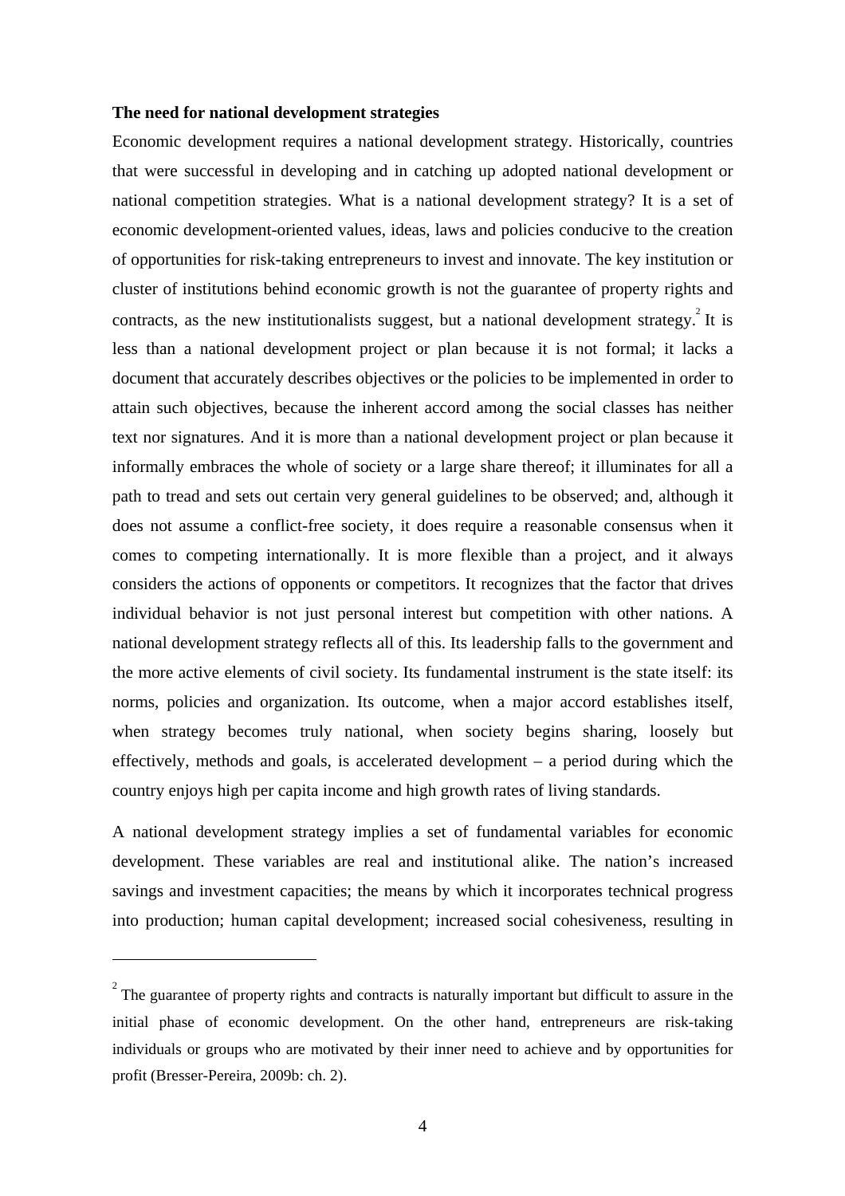**The need for national development strategies**

Economic development requires a national development strategy. Historically, countries that were successful in developing and in catching up adopted national development or national competition strategies. What is a national development strategy? It is a set of economic development-oriented values, ideas, laws and policies conducive to the creation of opportunities for risk-taking entrepreneurs to invest and innovate. The key institution or cluster of institutions behind economic growth is not the guarantee of property rights and contracts, as the new institutionalists suggest, but a national development strategy.[2] It is less than a national development project or plan because it is not formal; it lacks a document that accurately describes objectives or the policies to be implemented in order to attain such objectives, because the inherent accord among the social classes has neither text nor signatures. And it is more than a national development project or plan because it informally embraces the whole of society or a large share thereof; it illuminates for all a path to tread and sets out certain very general guidelines to be observed; and, although it does not assume a conflict-free society, it does require a reasonable consensus when it comes to competing internationally. It is more flexible than a project, and it always considers the actions of opponents or competitors. It recognizes that the factor that drives individual behavior is not just personal interest but competition with other nations. A national development strategy reflects all of this. Its leadership falls to the government and the more active elements of civil society. Its fundamental instrument is the state itself: its norms, policies and organization. Its outcome, when a major accord establishes itself, when strategy becomes truly national, when society begins sharing, loosely but effectively, methods and goals, is accelerated development – a period during which the country enjoys high per capita income and high growth rates of living standards.

A national development strategy implies a set of fundamental variables for economic development. These variables are real and institutional alike. The nation's increased savings and investment capacities; the means by which it incorporates technical progress into production; human capital development; increased social cohesiveness, resulting in

[2] The guarantee of property rights and contracts is naturally important but difficult to assure in the initial phase of economic development. On the other hand, entrepreneurs are risk-taking individuals or groups who are motivated by their inner need to achieve and by opportunities for profit (Bresser-Pereira, 2009b: ch. 2).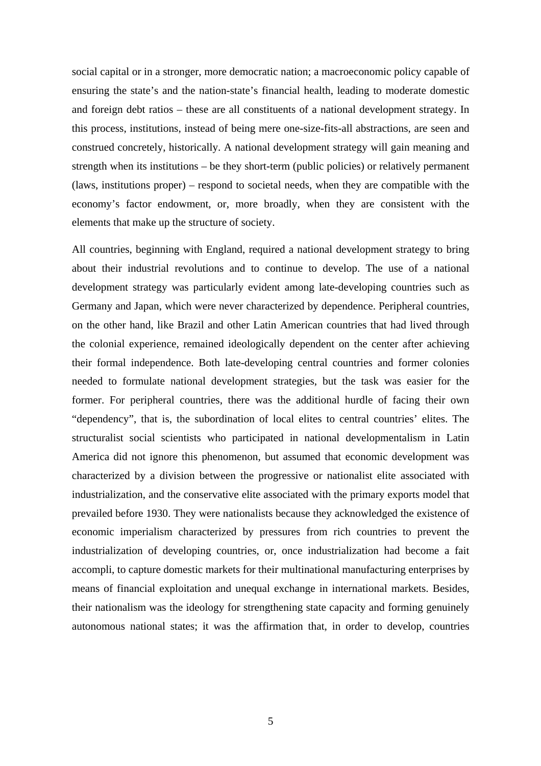social capital or in a stronger, more democratic nation; a macroeconomic policy capable of ensuring the state's and the nation-state's financial health, leading to moderate domestic and foreign debt ratios – these are all constituents of a national development strategy. In this process, institutions, instead of being mere one-size-fits-all abstractions, are seen and construed concretely, historically. A national development strategy will gain meaning and strength when its institutions – be they short-term (public policies) or relatively permanent (laws, institutions proper) – respond to societal needs, when they are compatible with the economy's factor endowment, or, more broadly, when they are consistent with the elements that make up the structure of society.

All countries, beginning with England, required a national development strategy to bring about their industrial revolutions and to continue to develop. The use of a national development strategy was particularly evident among late-developing countries such as Germany and Japan, which were never characterized by dependence. Peripheral countries, on the other hand, like Brazil and other Latin American countries that had lived through the colonial experience, remained ideologically dependent on the center after achieving their formal independence. Both late-developing central countries and former colonies needed to formulate national development strategies, but the task was easier for the former. For peripheral countries, there was the additional hurdle of facing their own "dependency", that is, the subordination of local elites to central countries' elites. The structuralist social scientists who participated in national developmentalism in Latin America did not ignore this phenomenon, but assumed that economic development was characterized by a division between the progressive or nationalist elite associated with industrialization, and the conservative elite associated with the primary exports model that prevailed before 1930. They were nationalists because they acknowledged the existence of economic imperialism characterized by pressures from rich countries to prevent the industrialization of developing countries, or, once industrialization had become a fait accompli, to capture domestic markets for their multinational manufacturing enterprises by means of financial exploitation and unequal exchange in international markets. Besides, their nationalism was the ideology for strengthening state capacity and forming genuinely autonomous national states; it was the affirmation that, in order to develop, countries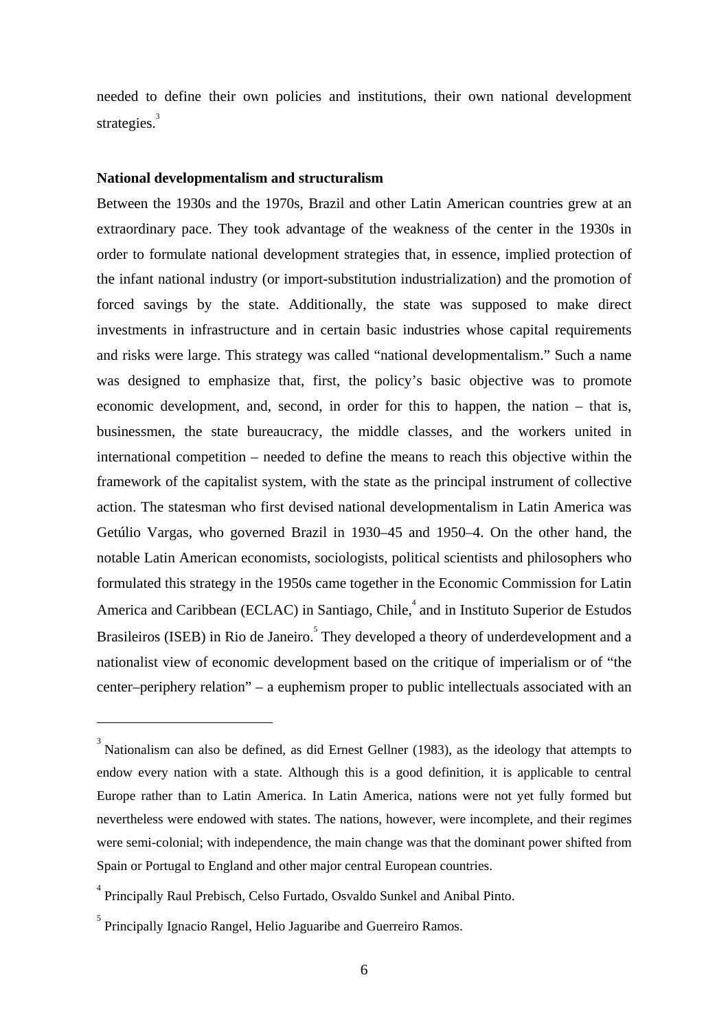needed to define their own policies and institutions, their own national development strategies.[3]

### National developmentalism and structuralism

Between the 1930s and the 1970s, Brazil and other Latin American countries grew at an extraordinary pace. They took advantage of the weakness of the center in the 1930s in order to formulate national development strategies that, in essence, implied protection of the infant national industry (or import-substitution industrialization) and the promotion of forced savings by the state. Additionally, the state was supposed to make direct investments in infrastructure and in certain basic industries whose capital requirements and risks were large. This strategy was called "national developmentalism." Such a name was designed to emphasize that, first, the policy's basic objective was to promote economic development, and, second, in order for this to happen, the nation – that is, businessmen, the state bureaucracy, the middle classes, and the workers united in international competition – needed to define the means to reach this objective within the framework of the capitalist system, with the state as the principal instrument of collective action. The statesman who first devised national developmentalism in Latin America was Getúlio Vargas, who governed Brazil in 1930–45 and 1950–4. On the other hand, the notable Latin American economists, sociologists, political scientists and philosophers who formulated this strategy in the 1950s came together in the Economic Commission for Latin America and Caribbean (ECLAC) in Santiago, Chile,[4] and in Instituto Superior de Estudos Brasileiros (ISEB) in Rio de Janeiro.[5] They developed a theory of underdevelopment and a nationalist view of economic development based on the critique of imperialism or of "the center–periphery relation" – a euphemism proper to public intellectuals associated with an

---

[3] Nationalism can also be defined, as did Ernest Gellner (1983), as the ideology that attempts to endow every nation with a state. Although this is a good definition, it is applicable to central Europe rather than to Latin America. In Latin America, nations were not yet fully formed but nevertheless were endowed with states. The nations, however, were incomplete, and their regimes were semi-colonial; with independence, the main change was that the dominant power shifted from Spain or Portugal to England and other major central European countries.

[4] Principally Raul Prebisch, Celso Furtado, Osvaldo Sunkel and Anibal Pinto.

[5] Principally Ignacio Rangel, Helio Jaguaribe and Guerreiro Ramos.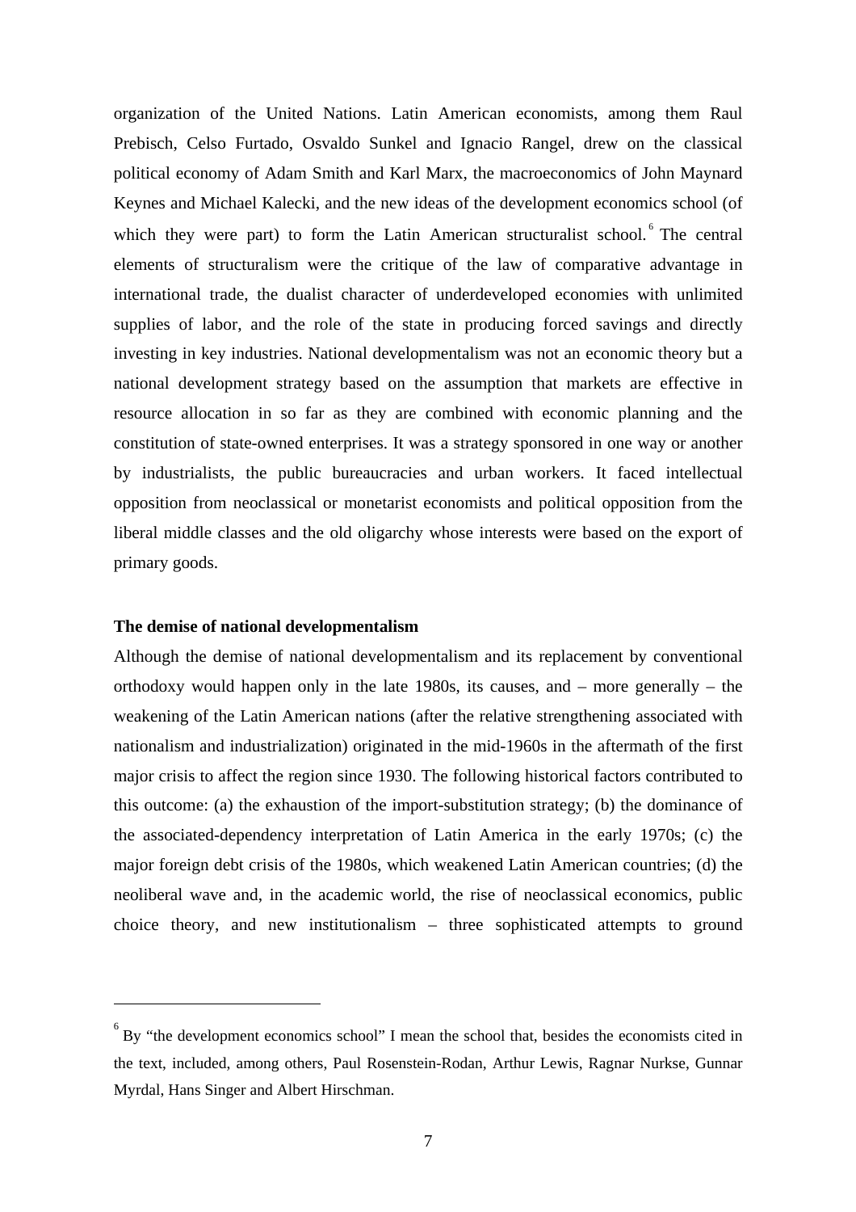organization of the United Nations. Latin American economists, among them Raul Prebisch, Celso Furtado, Osvaldo Sunkel and Ignacio Rangel, drew on the classical political economy of Adam Smith and Karl Marx, the macroeconomics of John Maynard Keynes and Michael Kalecki, and the new ideas of the development economics school (of which they were part) to form the Latin American structuralist school.[6] The central elements of structuralism were the critique of the law of comparative advantage in international trade, the dualist character of underdeveloped economies with unlimited supplies of labor, and the role of the state in producing forced savings and directly investing in key industries. National developmentalism was not an economic theory but a national development strategy based on the assumption that markets are effective in resource allocation in so far as they are combined with economic planning and the constitution of state-owned enterprises. It was a strategy sponsored in one way or another by industrialists, the public bureaucracies and urban workers. It faced intellectual opposition from neoclassical or monetarist economists and political opposition from the liberal middle classes and the old oligarchy whose interests were based on the export of primary goods.

**The demise of national developmentalism**

Although the demise of national developmentalism and its replacement by conventional orthodoxy would happen only in the late 1980s, its causes, and – more generally – the weakening of the Latin American nations (after the relative strengthening associated with nationalism and industrialization) originated in the mid-1960s in the aftermath of the first major crisis to affect the region since 1930. The following historical factors contributed to this outcome: (a) the exhaustion of the import-substitution strategy; (b) the dominance of the associated-dependency interpretation of Latin America in the early 1970s; (c) the major foreign debt crisis of the 1980s, which weakened Latin American countries; (d) the neoliberal wave and, in the academic world, the rise of neoclassical economics, public choice theory, and new institutionalism – three sophisticated attempts to ground

---

[6] By "the development economics school" I mean the school that, besides the economists cited in the text, included, among others, Paul Rosenstein-Rodan, Arthur Lewis, Ragnar Nurkse, Gunnar Myrdal, Hans Singer and Albert Hirschman.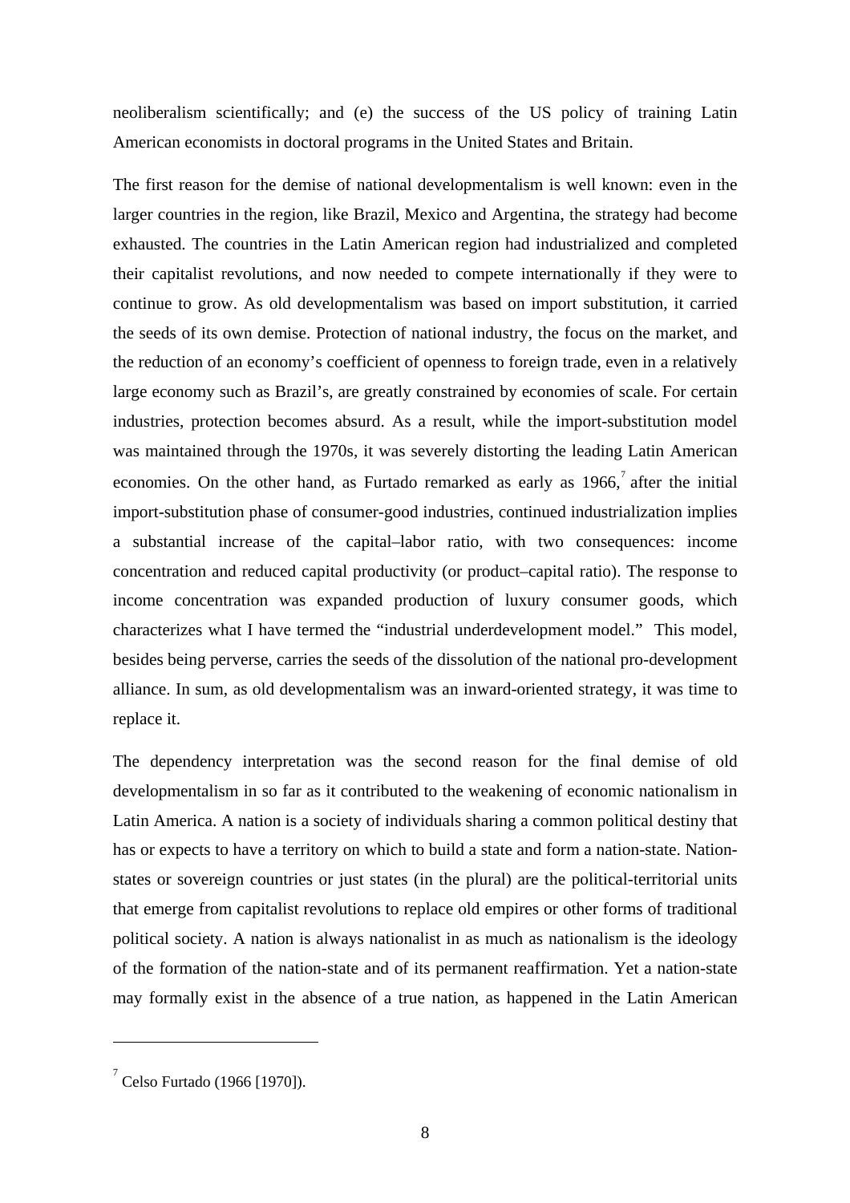neoliberalism scientifically; and (e) the success of the US policy of training Latin American economists in doctoral programs in the United States and Britain.

The first reason for the demise of national developmentalism is well known: even in the larger countries in the region, like Brazil, Mexico and Argentina, the strategy had become exhausted. The countries in the Latin American region had industrialized and completed their capitalist revolutions, and now needed to compete internationally if they were to continue to grow. As old developmentalism was based on import substitution, it carried the seeds of its own demise. Protection of national industry, the focus on the market, and the reduction of an economy's coefficient of openness to foreign trade, even in a relatively large economy such as Brazil's, are greatly constrained by economies of scale. For certain industries, protection becomes absurd. As a result, while the import-substitution model was maintained through the 1970s, it was severely distorting the leading Latin American economies. On the other hand, as Furtado remarked as early as 1966,[7] after the initial import-substitution phase of consumer-good industries, continued industrialization implies a substantial increase of the capital–labor ratio, with two consequences: income concentration and reduced capital productivity (or product–capital ratio). The response to income concentration was expanded production of luxury consumer goods, which characterizes what I have termed the "industrial underdevelopment model." This model, besides being perverse, carries the seeds of the dissolution of the national pro-development alliance. In sum, as old developmentalism was an inward-oriented strategy, it was time to replace it.

The dependency interpretation was the second reason for the final demise of old developmentalism in so far as it contributed to the weakening of economic nationalism in Latin America. A nation is a society of individuals sharing a common political destiny that has or expects to have a territory on which to build a state and form a nation-state. Nation-states or sovereign countries or just states (in the plural) are the political-territorial units that emerge from capitalist revolutions to replace old empires or other forms of traditional political society. A nation is always nationalist in as much as nationalism is the ideology of the formation of the nation-state and of its permanent reaffirmation. Yet a nation-state may formally exist in the absence of a true nation, as happened in the Latin American

---

[7] Celso Furtado (1966 [1970]).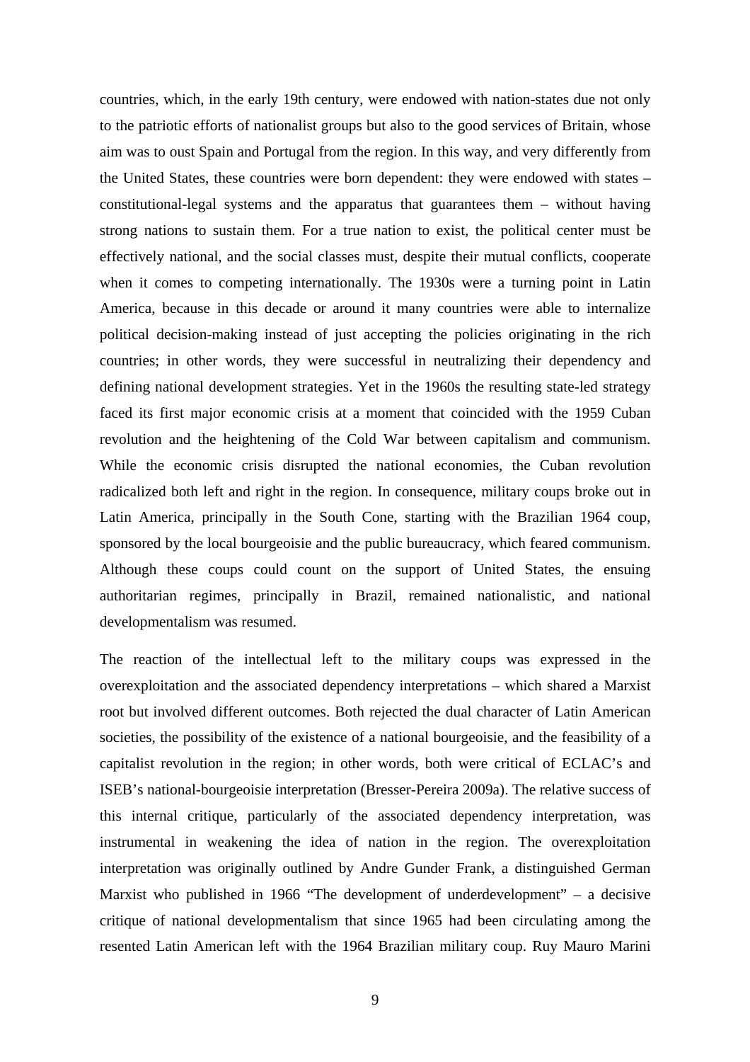countries, which, in the early 19th century, were endowed with nation-states due not only to the patriotic efforts of nationalist groups but also to the good services of Britain, whose aim was to oust Spain and Portugal from the region. In this way, and very differently from the United States, these countries were born dependent: they were endowed with states – constitutional-legal systems and the apparatus that guarantees them – without having strong nations to sustain them. For a true nation to exist, the political center must be effectively national, and the social classes must, despite their mutual conflicts, cooperate when it comes to competing internationally. The 1930s were a turning point in Latin America, because in this decade or around it many countries were able to internalize political decision-making instead of just accepting the policies originating in the rich countries; in other words, they were successful in neutralizing their dependency and defining national development strategies. Yet in the 1960s the resulting state-led strategy faced its first major economic crisis at a moment that coincided with the 1959 Cuban revolution and the heightening of the Cold War between capitalism and communism. While the economic crisis disrupted the national economies, the Cuban revolution radicalized both left and right in the region. In consequence, military coups broke out in Latin America, principally in the South Cone, starting with the Brazilian 1964 coup, sponsored by the local bourgeoisie and the public bureaucracy, which feared communism. Although these coups could count on the support of United States, the ensuing authoritarian regimes, principally in Brazil, remained nationalistic, and national developmentalism was resumed.

The reaction of the intellectual left to the military coups was expressed in the overexploitation and the associated dependency interpretations – which shared a Marxist root but involved different outcomes. Both rejected the dual character of Latin American societies, the possibility of the existence of a national bourgeoisie, and the feasibility of a capitalist revolution in the region; in other words, both were critical of ECLAC's and ISEB's national-bourgeoisie interpretation (Bresser-Pereira 2009a). The relative success of this internal critique, particularly of the associated dependency interpretation, was instrumental in weakening the idea of nation in the region. The overexploitation interpretation was originally outlined by Andre Gunder Frank, a distinguished German Marxist who published in 1966 "The development of underdevelopment" – a decisive critique of national developmentalism that since 1965 had been circulating among the resented Latin American left with the 1964 Brazilian military coup. Ruy Mauro Marini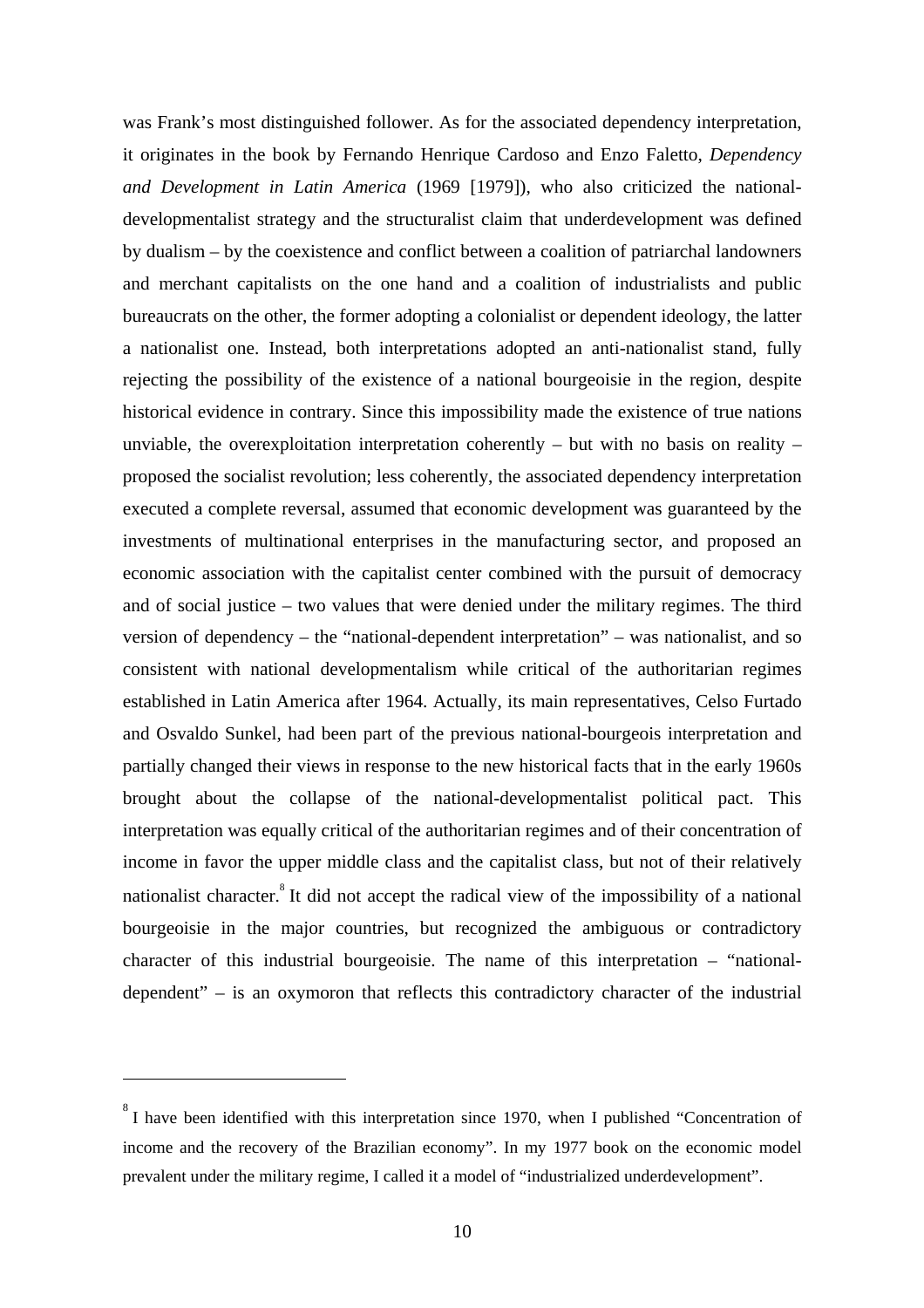was Frank's most distinguished follower. As for the associated dependency interpretation, it originates in the book by Fernando Henrique Cardoso and Enzo Faletto, *Dependency and Development in Latin America* (1969 [1979]), who also criticized the national-developmentalist strategy and the structuralist claim that underdevelopment was defined by dualism – by the coexistence and conflict between a coalition of patriarchal landowners and merchant capitalists on the one hand and a coalition of industrialists and public bureaucrats on the other, the former adopting a colonialist or dependent ideology, the latter a nationalist one. Instead, both interpretations adopted an anti-nationalist stand, fully rejecting the possibility of the existence of a national bourgeoisie in the region, despite historical evidence in contrary. Since this impossibility made the existence of true nations unviable, the overexploitation interpretation coherently – but with no basis on reality – proposed the socialist revolution; less coherently, the associated dependency interpretation executed a complete reversal, assumed that economic development was guaranteed by the investments of multinational enterprises in the manufacturing sector, and proposed an economic association with the capitalist center combined with the pursuit of democracy and of social justice – two values that were denied under the military regimes. The third version of dependency – the "national-dependent interpretation" – was nationalist, and so consistent with national developmentalism while critical of the authoritarian regimes established in Latin America after 1964. Actually, its main representatives, Celso Furtado and Osvaldo Sunkel, had been part of the previous national-bourgeois interpretation and partially changed their views in response to the new historical facts that in the early 1960s brought about the collapse of the national-developmentalist political pact. This interpretation was equally critical of the authoritarian regimes and of their concentration of income in favor the upper middle class and the capitalist class, but not of their relatively nationalist character.[8] It did not accept the radical view of the impossibility of a national bourgeoisie in the major countries, but recognized the ambiguous or contradictory character of this industrial bourgeoisie. The name of this interpretation – "national-dependent" – is an oxymoron that reflects this contradictory character of the industrial

---

[8] I have been identified with this interpretation since 1970, when I published "Concentration of income and the recovery of the Brazilian economy". In my 1977 book on the economic model prevalent under the military regime, I called it a model of "industrialized underdevelopment".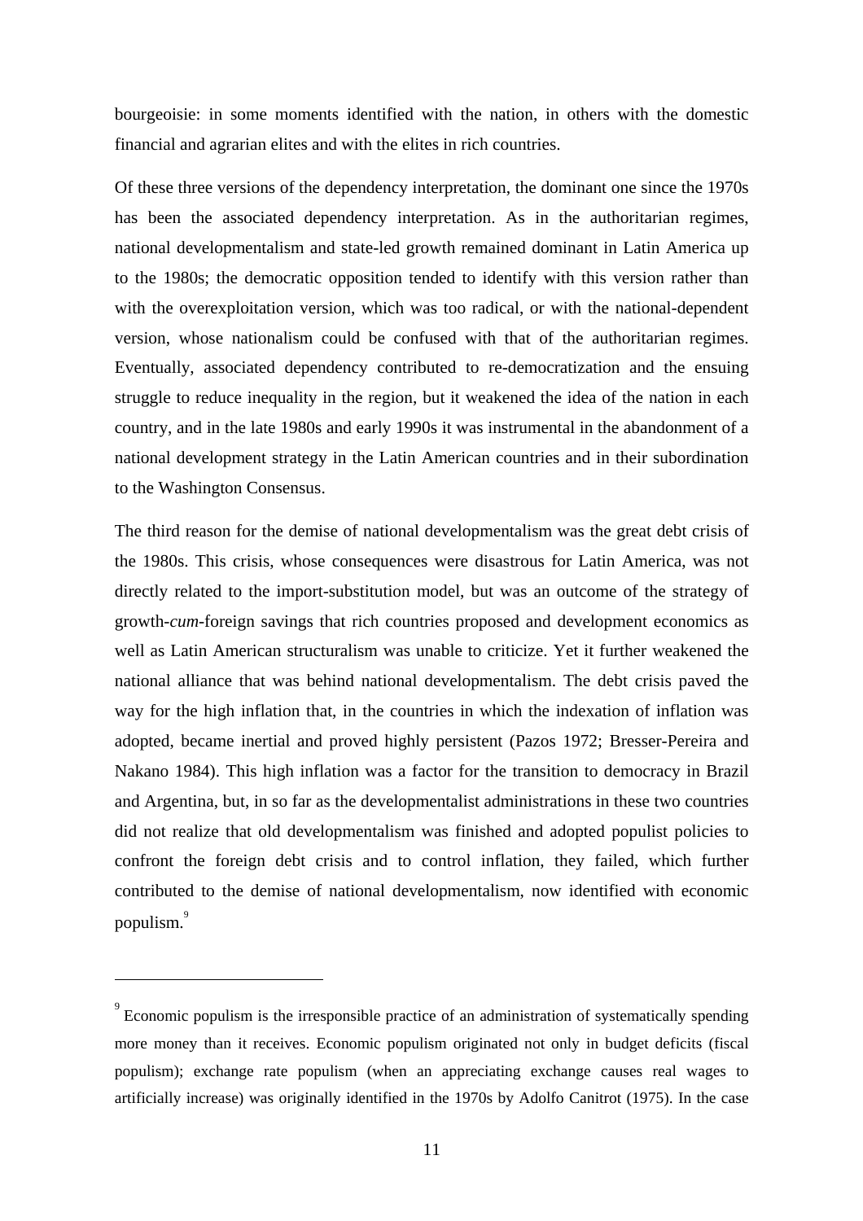bourgeoisie: in some moments identified with the nation, in others with the domestic financial and agrarian elites and with the elites in rich countries.

Of these three versions of the dependency interpretation, the dominant one since the 1970s has been the associated dependency interpretation. As in the authoritarian regimes, national developmentalism and state-led growth remained dominant in Latin America up to the 1980s; the democratic opposition tended to identify with this version rather than with the overexploitation version, which was too radical, or with the national-dependent version, whose nationalism could be confused with that of the authoritarian regimes. Eventually, associated dependency contributed to re-democratization and the ensuing struggle to reduce inequality in the region, but it weakened the idea of the nation in each country, and in the late 1980s and early 1990s it was instrumental in the abandonment of a national development strategy in the Latin American countries and in their subordination to the Washington Consensus.

The third reason for the demise of national developmentalism was the great debt crisis of the 1980s. This crisis, whose consequences were disastrous for Latin America, was not directly related to the import-substitution model, but was an outcome of the strategy of growth-*cum*-foreign savings that rich countries proposed and development economics as well as Latin American structuralism was unable to criticize. Yet it further weakened the national alliance that was behind national developmentalism. The debt crisis paved the way for the high inflation that, in the countries in which the indexation of inflation was adopted, became inertial and proved highly persistent (Pazos 1972; Bresser-Pereira and Nakano 1984). This high inflation was a factor for the transition to democracy in Brazil and Argentina, but, in so far as the developmentalist administrations in these two countries did not realize that old developmentalism was finished and adopted populist policies to confront the foreign debt crisis and to control inflation, they failed, which further contributed to the demise of national developmentalism, now identified with economic populism.[9]

---

[9] Economic populism is the irresponsible practice of an administration of systematically spending more money than it receives. Economic populism originated not only in budget deficits (fiscal populism); exchange rate populism (when an appreciating exchange causes real wages to artificially increase) was originally identified in the 1970s by Adolfo Canitrot (1975). In the case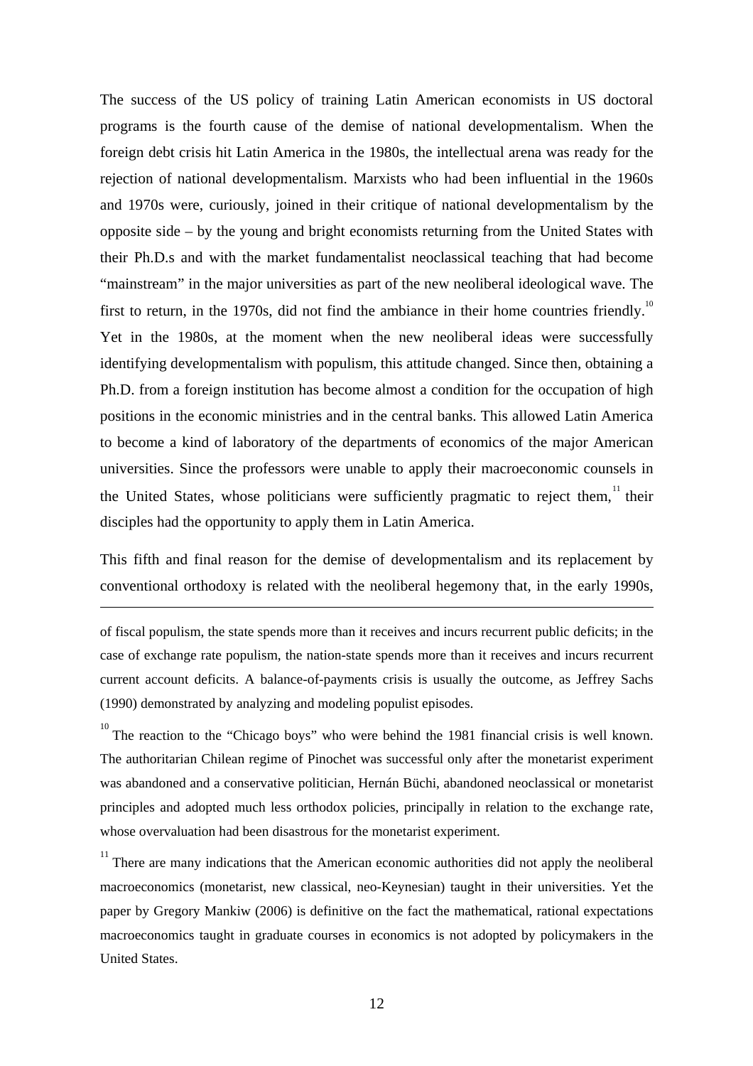The success of the US policy of training Latin American economists in US doctoral programs is the fourth cause of the demise of national developmentalism. When the foreign debt crisis hit Latin America in the 1980s, the intellectual arena was ready for the rejection of national developmentalism. Marxists who had been influential in the 1960s and 1970s were, curiously, joined in their critique of national developmentalism by the opposite side – by the young and bright economists returning from the United States with their Ph.D.s and with the market fundamentalist neoclassical teaching that had become "mainstream" in the major universities as part of the new neoliberal ideological wave. The first to return, in the 1970s, did not find the ambiance in their home countries friendly.[10] Yet in the 1980s, at the moment when the new neoliberal ideas were successfully identifying developmentalism with populism, this attitude changed. Since then, obtaining a Ph.D. from a foreign institution has become almost a condition for the occupation of high positions in the economic ministries and in the central banks. This allowed Latin America to become a kind of laboratory of the departments of economics of the major American universities. Since the professors were unable to apply their macroeconomic counsels in the United States, whose politicians were sufficiently pragmatic to reject them,[11] their disciples had the opportunity to apply them in Latin America.

This fifth and final reason for the demise of developmentalism and its replacement by conventional orthodoxy is related with the neoliberal hegemony that, in the early 1990s,

---

of fiscal populism, the state spends more than it receives and incurs recurrent public deficits; in the case of exchange rate populism, the nation-state spends more than it receives and incurs recurrent current account deficits. A balance-of-payments crisis is usually the outcome, as Jeffrey Sachs (1990) demonstrated by analyzing and modeling populist episodes.

[10] The reaction to the "Chicago boys" who were behind the 1981 financial crisis is well known. The authoritarian Chilean regime of Pinochet was successful only after the monetarist experiment was abandoned and a conservative politician, Hernán Büchi, abandoned neoclassical or monetarist principles and adopted much less orthodox policies, principally in relation to the exchange rate, whose overvaluation had been disastrous for the monetarist experiment.

[11] There are many indications that the American economic authorities did not apply the neoliberal macroeconomics (monetarist, new classical, neo-Keynesian) taught in their universities. Yet the paper by Gregory Mankiw (2006) is definitive on the fact the mathematical, rational expectations macroeconomics taught in graduate courses in economics is not adopted by policymakers in the United States.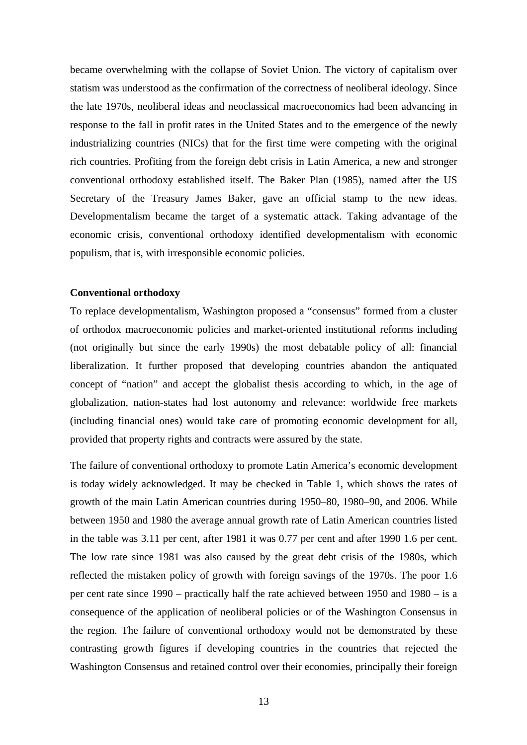became overwhelming with the collapse of Soviet Union. The victory of capitalism over statism was understood as the confirmation of the correctness of neoliberal ideology. Since the late 1970s, neoliberal ideas and neoclassical macroeconomics had been advancing in response to the fall in profit rates in the United States and to the emergence of the newly industrializing countries (NICs) that for the first time were competing with the original rich countries. Profiting from the foreign debt crisis in Latin America, a new and stronger conventional orthodoxy established itself. The Baker Plan (1985), named after the US Secretary of the Treasury James Baker, gave an official stamp to the new ideas. Developmentalism became the target of a systematic attack. Taking advantage of the economic crisis, conventional orthodoxy identified developmentalism with economic populism, that is, with irresponsible economic policies.

**Conventional orthodoxy**

To replace developmentalism, Washington proposed a "consensus" formed from a cluster of orthodox macroeconomic policies and market-oriented institutional reforms including (not originally but since the early 1990s) the most debatable policy of all: financial liberalization. It further proposed that developing countries abandon the antiquated concept of "nation" and accept the globalist thesis according to which, in the age of globalization, nation-states had lost autonomy and relevance: worldwide free markets (including financial ones) would take care of promoting economic development for all, provided that property rights and contracts were assured by the state.

The failure of conventional orthodoxy to promote Latin America's economic development is today widely acknowledged. It may be checked in Table 1, which shows the rates of growth of the main Latin American countries during 1950–80, 1980–90, and 2006. While between 1950 and 1980 the average annual growth rate of Latin American countries listed in the table was 3.11 per cent, after 1981 it was 0.77 per cent and after 1990 1.6 per cent. The low rate since 1981 was also caused by the great debt crisis of the 1980s, which reflected the mistaken policy of growth with foreign savings of the 1970s. The poor 1.6 per cent rate since 1990 – practically half the rate achieved between 1950 and 1980 – is a consequence of the application of neoliberal policies or of the Washington Consensus in the region. The failure of conventional orthodoxy would not be demonstrated by these contrasting growth figures if developing countries in the countries that rejected the Washington Consensus and retained control over their economies, principally their foreign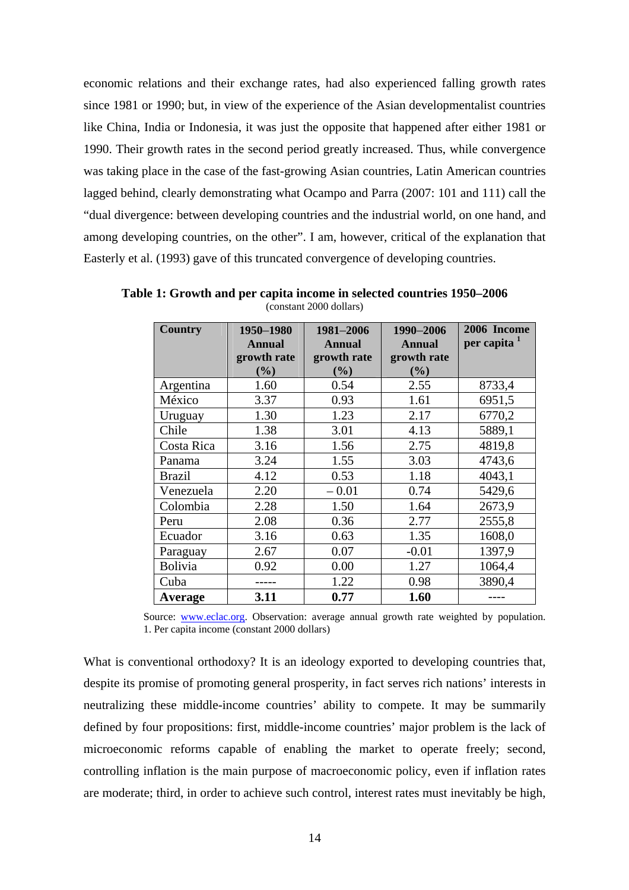economic relations and their exchange rates, had also experienced falling growth rates since 1981 or 1990; but, in view of the experience of the Asian developmentalist countries like China, India or Indonesia, it was just the opposite that happened after either 1981 or 1990. Their growth rates in the second period greatly increased. Thus, while convergence was taking place in the case of the fast-growing Asian countries, Latin American countries lagged behind, clearly demonstrating what Ocampo and Parra (2007: 101 and 111) call the "dual divergence: between developing countries and the industrial world, on one hand, and among developing countries, on the other". I am, however, critical of the explanation that Easterly et al. (1993) gave of this truncated convergence of developing countries.

**Table 1: Growth and per capita income in selected countries 1950–2006**
(constant 2000 dollars)

| Country | 1950–1980 Annual growth rate (%) | 1981–2006 Annual growth rate (%) | 1990–2006 Annual growth rate (%) | 2006 Income per capita [1] |
|---|---|---|---|---|
| Argentina | 1.60 | 0.54 | 2.55 | 8733,4 |
| México | 3.37 | 0.93 | 1.61 | 6951,5 |
| Uruguay | 1.30 | 1.23 | 2.17 | 6770,2 |
| Chile | 1.38 | 3.01 | 4.13 | 5889,1 |
| Costa Rica | 3.16 | 1.56 | 2.75 | 4819,8 |
| Panama | 3.24 | 1.55 | 3.03 | 4743,6 |
| Brazil | 4.12 | 0.53 | 1.18 | 4043,1 |
| Venezuela | 2.20 | – 0.01 | 0.74 | 5429,6 |
| Colombia | 2.28 | 1.50 | 1.64 | 2673,9 |
| Peru | 2.08 | 0.36 | 2.77 | 2555,8 |
| Ecuador | 3.16 | 0.63 | 1.35 | 1608,0 |
| Paraguay | 2.67 | 0.07 | -0.01 | 1397,9 |
| Bolivia | 0.92 | 0.00 | 1.27 | 1064,4 |
| Cuba | ----- | 1.22 | 0.98 | 3890,4 |
| **Average** | **3.11** | **0.77** | **1.60** | ---- |

Source: www.eclac.org. Observation: average annual growth rate weighted by population.
1. Per capita income (constant 2000 dollars)

What is conventional orthodoxy? It is an ideology exported to developing countries that, despite its promise of promoting general prosperity, in fact serves rich nations' interests in neutralizing these middle-income countries' ability to compete. It may be summarily defined by four propositions: first, middle-income countries' major problem is the lack of microeconomic reforms capable of enabling the market to operate freely; second, controlling inflation is the main purpose of macroeconomic policy, even if inflation rates are moderate; third, in order to achieve such control, interest rates must inevitably be high,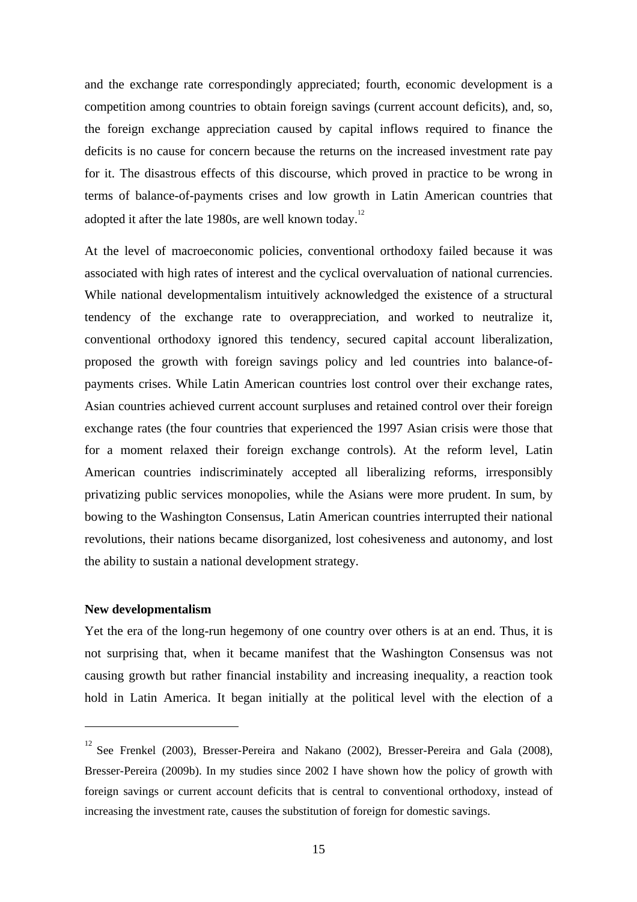and the exchange rate correspondingly appreciated; fourth, economic development is a competition among countries to obtain foreign savings (current account deficits), and, so, the foreign exchange appreciation caused by capital inflows required to finance the deficits is no cause for concern because the returns on the increased investment rate pay for it. The disastrous effects of this discourse, which proved in practice to be wrong in terms of balance-of-payments crises and low growth in Latin American countries that adopted it after the late 1980s, are well known today.[12]

At the level of macroeconomic policies, conventional orthodoxy failed because it was associated with high rates of interest and the cyclical overvaluation of national currencies. While national developmentalism intuitively acknowledged the existence of a structural tendency of the exchange rate to overappreciation, and worked to neutralize it, conventional orthodoxy ignored this tendency, secured capital account liberalization, proposed the growth with foreign savings policy and led countries into balance-of-payments crises. While Latin American countries lost control over their exchange rates, Asian countries achieved current account surpluses and retained control over their foreign exchange rates (the four countries that experienced the 1997 Asian crisis were those that for a moment relaxed their foreign exchange controls). At the reform level, Latin American countries indiscriminately accepted all liberalizing reforms, irresponsibly privatizing public services monopolies, while the Asians were more prudent. In sum, by bowing to the Washington Consensus, Latin American countries interrupted their national revolutions, their nations became disorganized, lost cohesiveness and autonomy, and lost the ability to sustain a national development strategy.

**New developmentalism**

Yet the era of the long-run hegemony of one country over others is at an end. Thus, it is not surprising that, when it became manifest that the Washington Consensus was not causing growth but rather financial instability and increasing inequality, a reaction took hold in Latin America. It began initially at the political level with the election of a

---

[12] See Frenkel (2003), Bresser-Pereira and Nakano (2002), Bresser-Pereira and Gala (2008), Bresser-Pereira (2009b). In my studies since 2002 I have shown how the policy of growth with foreign savings or current account deficits that is central to conventional orthodoxy, instead of increasing the investment rate, causes the substitution of foreign for domestic savings.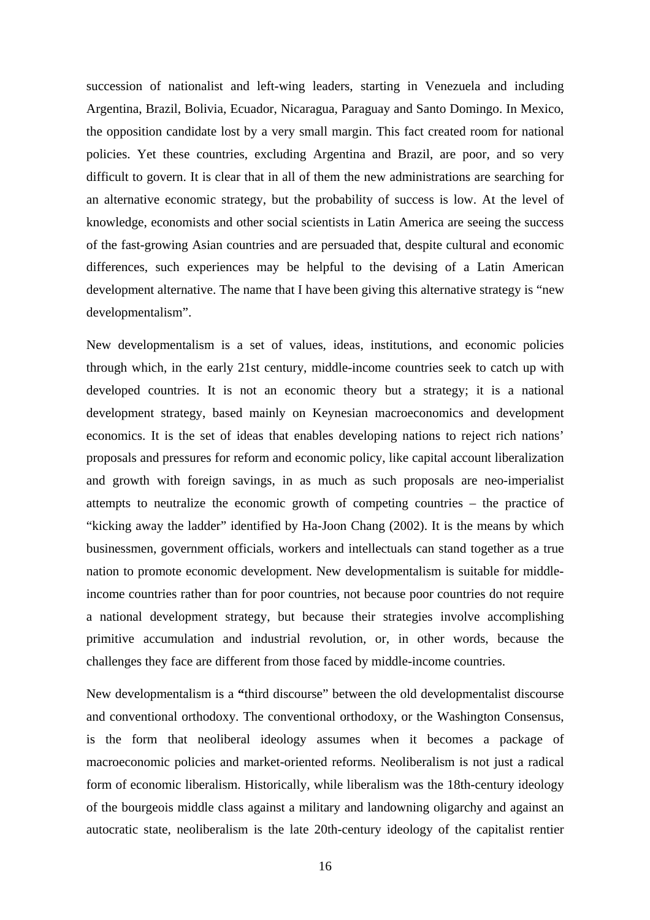succession of nationalist and left-wing leaders, starting in Venezuela and including Argentina, Brazil, Bolivia, Ecuador, Nicaragua, Paraguay and Santo Domingo. In Mexico, the opposition candidate lost by a very small margin. This fact created room for national policies. Yet these countries, excluding Argentina and Brazil, are poor, and so very difficult to govern. It is clear that in all of them the new administrations are searching for an alternative economic strategy, but the probability of success is low. At the level of knowledge, economists and other social scientists in Latin America are seeing the success of the fast-growing Asian countries and are persuaded that, despite cultural and economic differences, such experiences may be helpful to the devising of a Latin American development alternative. The name that I have been giving this alternative strategy is "new developmentalism".

New developmentalism is a set of values, ideas, institutions, and economic policies through which, in the early 21st century, middle-income countries seek to catch up with developed countries. It is not an economic theory but a strategy; it is a national development strategy, based mainly on Keynesian macroeconomics and development economics. It is the set of ideas that enables developing nations to reject rich nations' proposals and pressures for reform and economic policy, like capital account liberalization and growth with foreign savings, in as much as such proposals are neo-imperialist attempts to neutralize the economic growth of competing countries – the practice of "kicking away the ladder" identified by Ha-Joon Chang (2002). It is the means by which businessmen, government officials, workers and intellectuals can stand together as a true nation to promote economic development. New developmentalism is suitable for middle-income countries rather than for poor countries, not because poor countries do not require a national development strategy, but because their strategies involve accomplishing primitive accumulation and industrial revolution, or, in other words, because the challenges they face are different from those faced by middle-income countries.

New developmentalism is a **"**third discourse" between the old developmentalist discourse and conventional orthodoxy. The conventional orthodoxy, or the Washington Consensus, is the form that neoliberal ideology assumes when it becomes a package of macroeconomic policies and market-oriented reforms. Neoliberalism is not just a radical form of economic liberalism. Historically, while liberalism was the 18th-century ideology of the bourgeois middle class against a military and landowning oligarchy and against an autocratic state, neoliberalism is the late 20th-century ideology of the capitalist rentier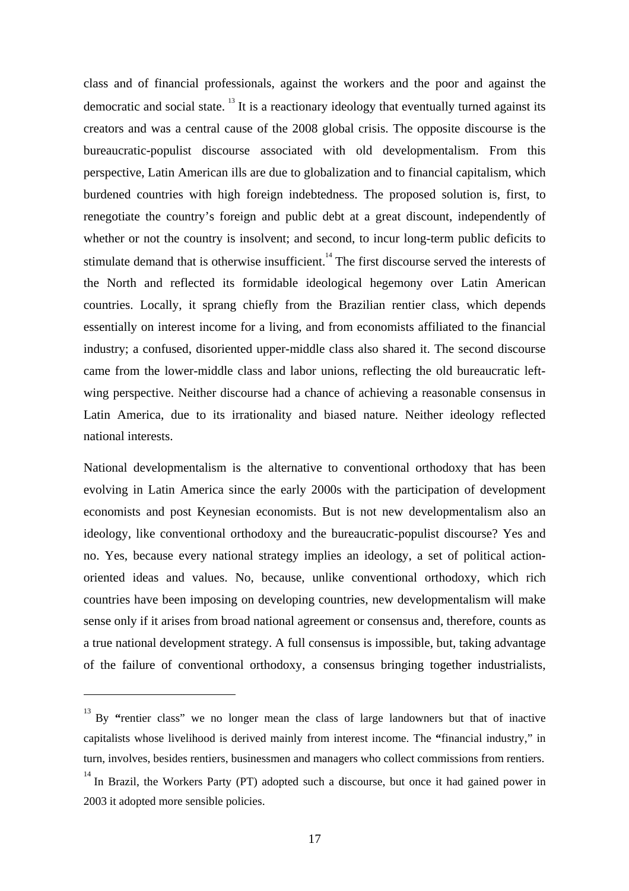class and of financial professionals, against the workers and the poor and against the democratic and social state. [13] It is a reactionary ideology that eventually turned against its creators and was a central cause of the 2008 global crisis. The opposite discourse is the bureaucratic-populist discourse associated with old developmentalism. From this perspective, Latin American ills are due to globalization and to financial capitalism, which burdened countries with high foreign indebtedness. The proposed solution is, first, to renegotiate the country's foreign and public debt at a great discount, independently of whether or not the country is insolvent; and second, to incur long-term public deficits to stimulate demand that is otherwise insufficient.[14] The first discourse served the interests of the North and reflected its formidable ideological hegemony over Latin American countries. Locally, it sprang chiefly from the Brazilian rentier class, which depends essentially on interest income for a living, and from economists affiliated to the financial industry; a confused, disoriented upper-middle class also shared it. The second discourse came from the lower-middle class and labor unions, reflecting the old bureaucratic left-wing perspective. Neither discourse had a chance of achieving a reasonable consensus in Latin America, due to its irrationality and biased nature. Neither ideology reflected national interests.

National developmentalism is the alternative to conventional orthodoxy that has been evolving in Latin America since the early 2000s with the participation of development economists and post Keynesian economists. But is not new developmentalism also an ideology, like conventional orthodoxy and the bureaucratic-populist discourse? Yes and no. Yes, because every national strategy implies an ideology, a set of political action-oriented ideas and values. No, because, unlike conventional orthodoxy, which rich countries have been imposing on developing countries, new developmentalism will make sense only if it arises from broad national agreement or consensus and, therefore, counts as a true national development strategy. A full consensus is impossible, but, taking advantage of the failure of conventional orthodoxy, a consensus bringing together industrialists,

---

[13] By "rentier class" we no longer mean the class of large landowners but that of inactive capitalists whose livelihood is derived mainly from interest income. The "financial industry," in turn, involves, besides rentiers, businessmen and managers who collect commissions from rentiers.

[14] In Brazil, the Workers Party (PT) adopted such a discourse, but once it had gained power in 2003 it adopted more sensible policies.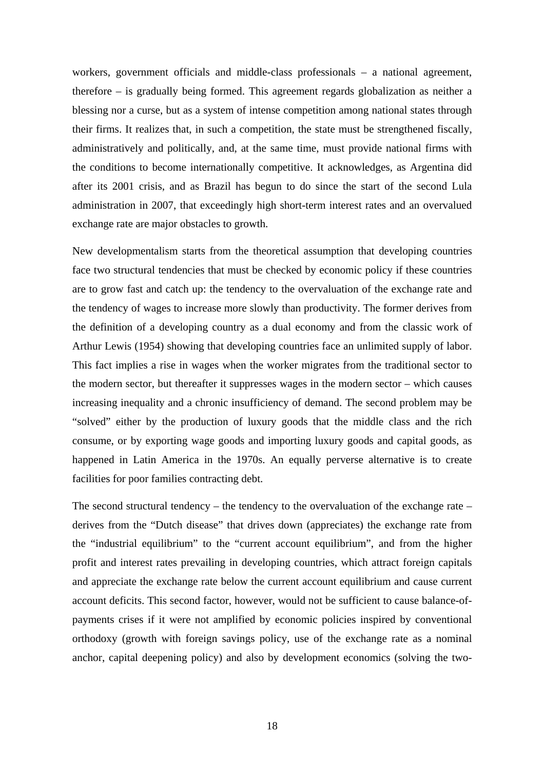workers, government officials and middle-class professionals – a national agreement, therefore – is gradually being formed. This agreement regards globalization as neither a blessing nor a curse, but as a system of intense competition among national states through their firms. It realizes that, in such a competition, the state must be strengthened fiscally, administratively and politically, and, at the same time, must provide national firms with the conditions to become internationally competitive. It acknowledges, as Argentina did after its 2001 crisis, and as Brazil has begun to do since the start of the second Lula administration in 2007, that exceedingly high short-term interest rates and an overvalued exchange rate are major obstacles to growth.

New developmentalism starts from the theoretical assumption that developing countries face two structural tendencies that must be checked by economic policy if these countries are to grow fast and catch up: the tendency to the overvaluation of the exchange rate and the tendency of wages to increase more slowly than productivity. The former derives from the definition of a developing country as a dual economy and from the classic work of Arthur Lewis (1954) showing that developing countries face an unlimited supply of labor. This fact implies a rise in wages when the worker migrates from the traditional sector to the modern sector, but thereafter it suppresses wages in the modern sector – which causes increasing inequality and a chronic insufficiency of demand. The second problem may be "solved" either by the production of luxury goods that the middle class and the rich consume, or by exporting wage goods and importing luxury goods and capital goods, as happened in Latin America in the 1970s. An equally perverse alternative is to create facilities for poor families contracting debt.

The second structural tendency – the tendency to the overvaluation of the exchange rate – derives from the "Dutch disease" that drives down (appreciates) the exchange rate from the "industrial equilibrium" to the "current account equilibrium", and from the higher profit and interest rates prevailing in developing countries, which attract foreign capitals and appreciate the exchange rate below the current account equilibrium and cause current account deficits. This second factor, however, would not be sufficient to cause balance-of-payments crises if it were not amplified by economic policies inspired by conventional orthodoxy (growth with foreign savings policy, use of the exchange rate as a nominal anchor, capital deepening policy) and also by development economics (solving the two-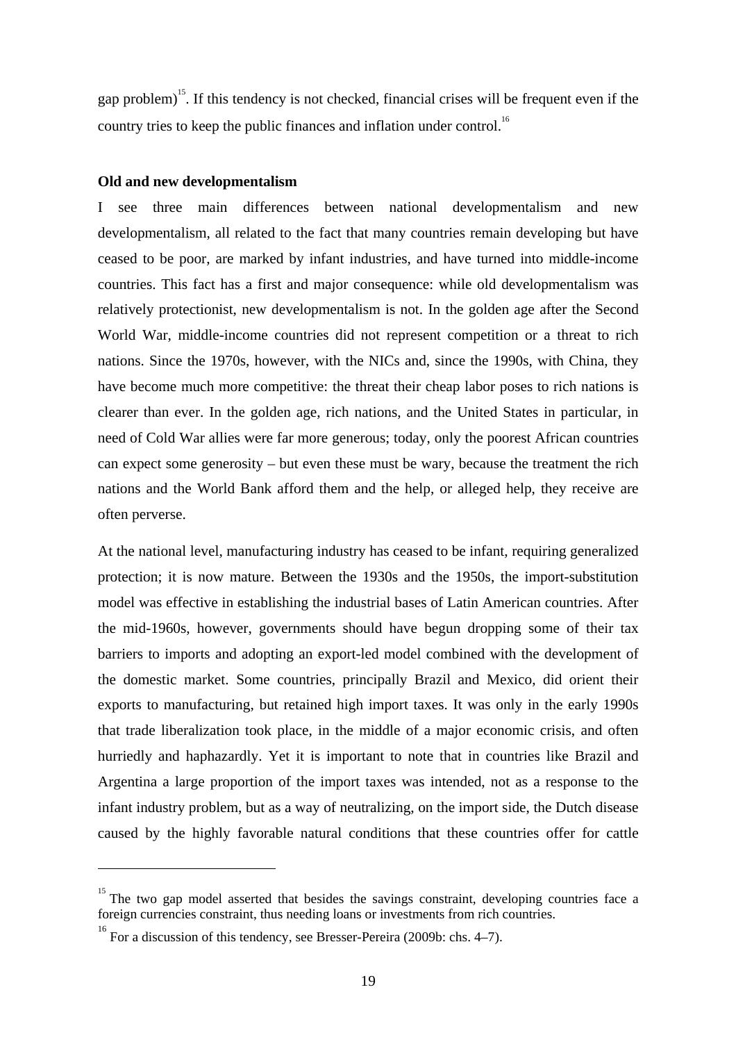gap problem)[15]. If this tendency is not checked, financial crises will be frequent even if the country tries to keep the public finances and inflation under control.[16]

**Old and new developmentalism**

I see three main differences between national developmentalism and new developmentalism, all related to the fact that many countries remain developing but have ceased to be poor, are marked by infant industries, and have turned into middle-income countries. This fact has a first and major consequence: while old developmentalism was relatively protectionist, new developmentalism is not. In the golden age after the Second World War, middle-income countries did not represent competition or a threat to rich nations. Since the 1970s, however, with the NICs and, since the 1990s, with China, they have become much more competitive: the threat their cheap labor poses to rich nations is clearer than ever. In the golden age, rich nations, and the United States in particular, in need of Cold War allies were far more generous; today, only the poorest African countries can expect some generosity – but even these must be wary, because the treatment the rich nations and the World Bank afford them and the help, or alleged help, they receive are often perverse.

At the national level, manufacturing industry has ceased to be infant, requiring generalized protection; it is now mature. Between the 1930s and the 1950s, the import-substitution model was effective in establishing the industrial bases of Latin American countries. After the mid-1960s, however, governments should have begun dropping some of their tax barriers to imports and adopting an export-led model combined with the development of the domestic market. Some countries, principally Brazil and Mexico, did orient their exports to manufacturing, but retained high import taxes. It was only in the early 1990s that trade liberalization took place, in the middle of a major economic crisis, and often hurriedly and haphazardly. Yet it is important to note that in countries like Brazil and Argentina a large proportion of the import taxes was intended, not as a response to the infant industry problem, but as a way of neutralizing, on the import side, the Dutch disease caused by the highly favorable natural conditions that these countries offer for cattle

---

[15] The two gap model asserted that besides the savings constraint, developing countries face a foreign currencies constraint, thus needing loans or investments from rich countries.

[16] For a discussion of this tendency, see Bresser-Pereira (2009b: chs. 4–7).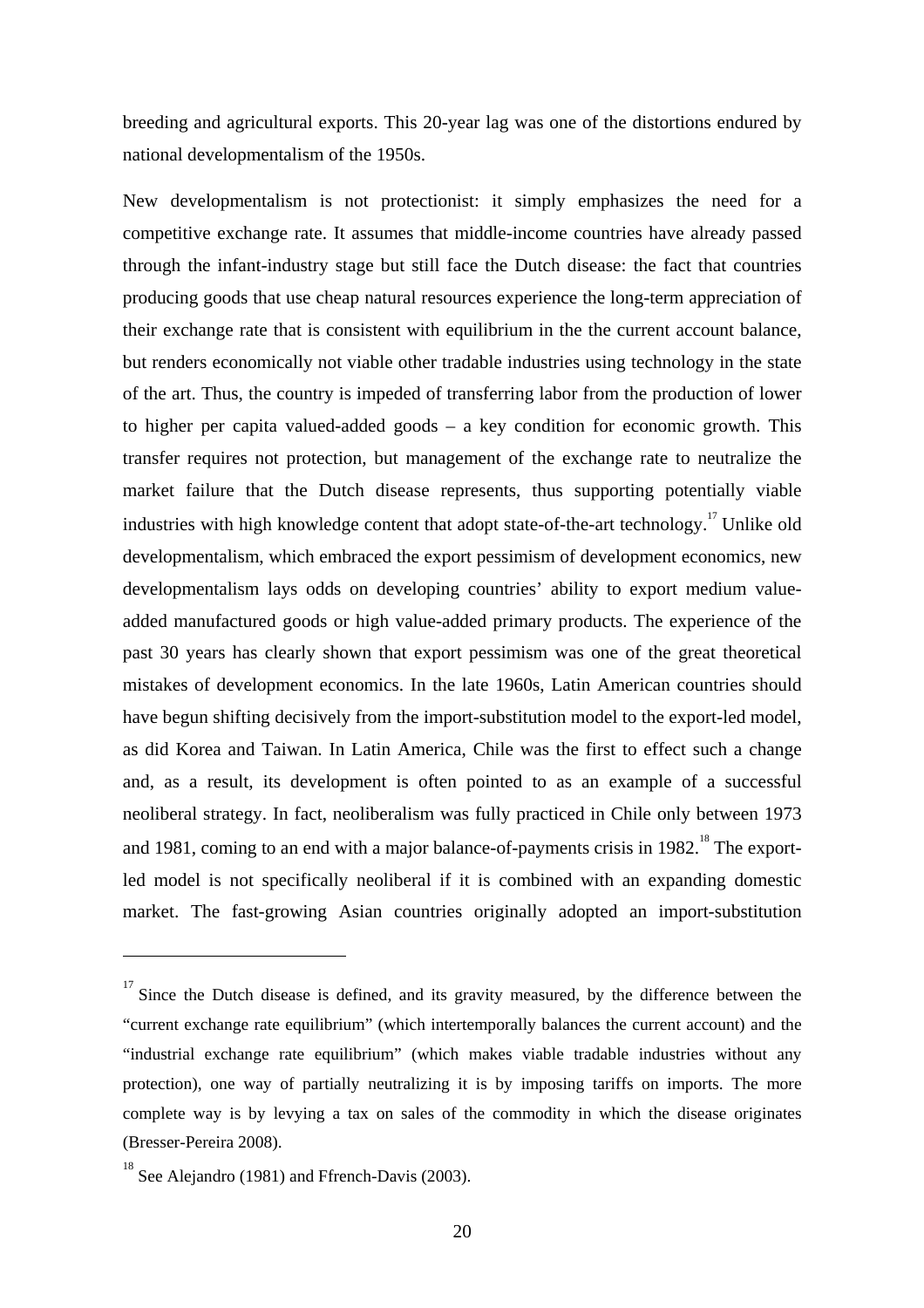breeding and agricultural exports. This 20-year lag was one of the distortions endured by national developmentalism of the 1950s.

New developmentalism is not protectionist: it simply emphasizes the need for a competitive exchange rate. It assumes that middle-income countries have already passed through the infant-industry stage but still face the Dutch disease: the fact that countries producing goods that use cheap natural resources experience the long-term appreciation of their exchange rate that is consistent with equilibrium in the the current account balance, but renders economically not viable other tradable industries using technology in the state of the art. Thus, the country is impeded of transferring labor from the production of lower to higher per capita valued-added goods – a key condition for economic growth. This transfer requires not protection, but management of the exchange rate to neutralize the market failure that the Dutch disease represents, thus supporting potentially viable industries with high knowledge content that adopt state-of-the-art technology.[17] Unlike old developmentalism, which embraced the export pessimism of development economics, new developmentalism lays odds on developing countries' ability to export medium value-added manufactured goods or high value-added primary products. The experience of the past 30 years has clearly shown that export pessimism was one of the great theoretical mistakes of development economics. In the late 1960s, Latin American countries should have begun shifting decisively from the import-substitution model to the export-led model, as did Korea and Taiwan. In Latin America, Chile was the first to effect such a change and, as a result, its development is often pointed to as an example of a successful neoliberal strategy. In fact, neoliberalism was fully practiced in Chile only between 1973 and 1981, coming to an end with a major balance-of-payments crisis in 1982.[18] The export-led model is not specifically neoliberal if it is combined with an expanding domestic market. The fast-growing Asian countries originally adopted an import-substitution

---

[17] Since the Dutch disease is defined, and its gravity measured, by the difference between the "current exchange rate equilibrium" (which intertemporally balances the current account) and the "industrial exchange rate equilibrium" (which makes viable tradable industries without any protection), one way of partially neutralizing it is by imposing tariffs on imports. The more complete way is by levying a tax on sales of the commodity in which the disease originates (Bresser-Pereira 2008).

[18] See Alejandro (1981) and Ffrench-Davis (2003).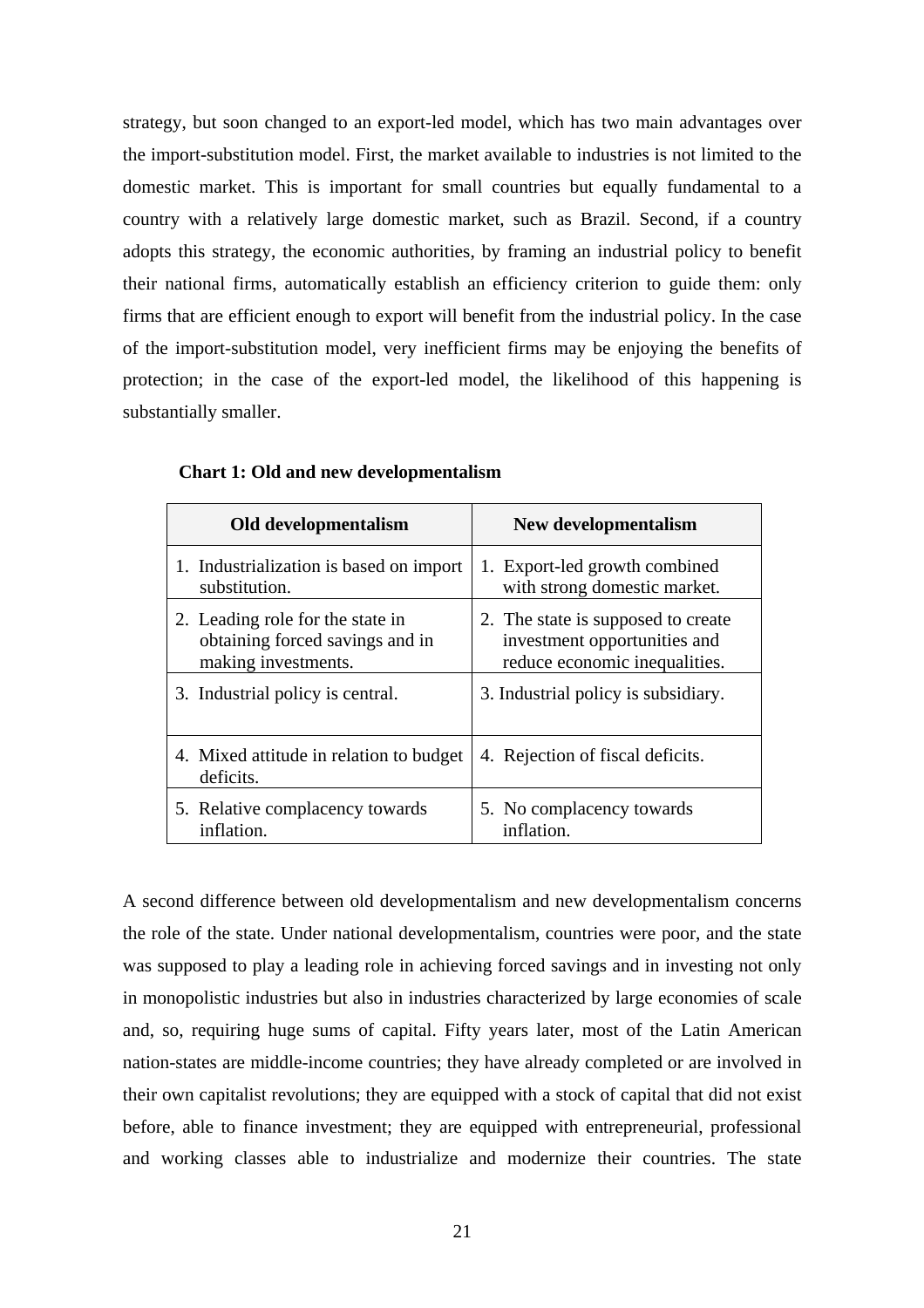strategy, but soon changed to an export-led model, which has two main advantages over the import-substitution model. First, the market available to industries is not limited to the domestic market. This is important for small countries but equally fundamental to a country with a relatively large domestic market, such as Brazil. Second, if a country adopts this strategy, the economic authorities, by framing an industrial policy to benefit their national firms, automatically establish an efficiency criterion to guide them: only firms that are efficient enough to export will benefit from the industrial policy. In the case of the import-substitution model, very inefficient firms may be enjoying the benefits of protection; in the case of the export-led model, the likelihood of this happening is substantially smaller.

**Chart 1: Old and new developmentalism**

| Old developmentalism | New developmentalism |
| --- | --- |
| 1. Industrialization is based on import substitution. | 1. Export-led growth combined with strong domestic market. |
| 2. Leading role for the state in obtaining forced savings and in making investments. | 2. The state is supposed to create investment opportunities and reduce economic inequalities. |
| 3. Industrial policy is central. | 3. Industrial policy is subsidiary. |
| 4. Mixed attitude in relation to budget deficits. | 4. Rejection of fiscal deficits. |
| 5. Relative complacency towards inflation. | 5. No complacency towards inflation. |

A second difference between old developmentalism and new developmentalism concerns the role of the state. Under national developmentalism, countries were poor, and the state was supposed to play a leading role in achieving forced savings and in investing not only in monopolistic industries but also in industries characterized by large economies of scale and, so, requiring huge sums of capital. Fifty years later, most of the Latin American nation-states are middle-income countries; they have already completed or are involved in their own capitalist revolutions; they are equipped with a stock of capital that did not exist before, able to finance investment; they are equipped with entrepreneurial, professional and working classes able to industrialize and modernize their countries. The state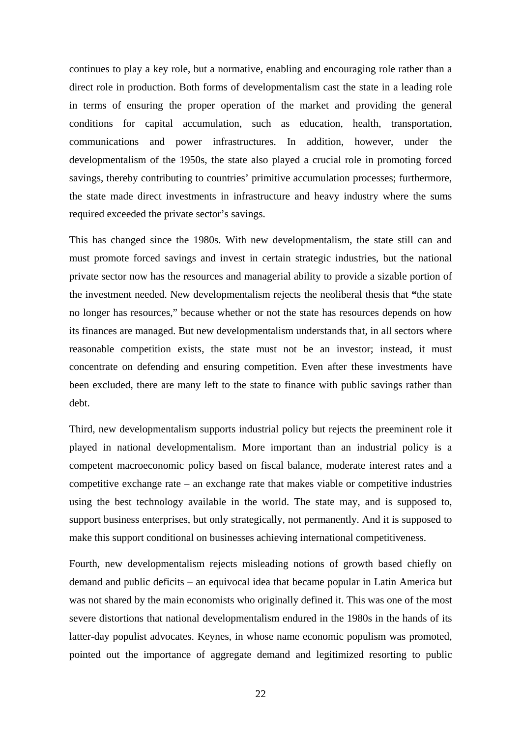continues to play a key role, but a normative, enabling and encouraging role rather than a direct role in production. Both forms of developmentalism cast the state in a leading role in terms of ensuring the proper operation of the market and providing the general conditions for capital accumulation, such as education, health, transportation, communications and power infrastructures. In addition, however, under the developmentalism of the 1950s, the state also played a crucial role in promoting forced savings, thereby contributing to countries' primitive accumulation processes; furthermore, the state made direct investments in infrastructure and heavy industry where the sums required exceeded the private sector's savings.

This has changed since the 1980s. With new developmentalism, the state still can and must promote forced savings and invest in certain strategic industries, but the national private sector now has the resources and managerial ability to provide a sizable portion of the investment needed. New developmentalism rejects the neoliberal thesis that "the state no longer has resources," because whether or not the state has resources depends on how its finances are managed. But new developmentalism understands that, in all sectors where reasonable competition exists, the state must not be an investor; instead, it must concentrate on defending and ensuring competition. Even after these investments have been excluded, there are many left to the state to finance with public savings rather than debt.

Third, new developmentalism supports industrial policy but rejects the preeminent role it played in national developmentalism. More important than an industrial policy is a competent macroeconomic policy based on fiscal balance, moderate interest rates and a competitive exchange rate – an exchange rate that makes viable or competitive industries using the best technology available in the world. The state may, and is supposed to, support business enterprises, but only strategically, not permanently. And it is supposed to make this support conditional on businesses achieving international competitiveness.

Fourth, new developmentalism rejects misleading notions of growth based chiefly on demand and public deficits – an equivocal idea that became popular in Latin America but was not shared by the main economists who originally defined it. This was one of the most severe distortions that national developmentalism endured in the 1980s in the hands of its latter-day populist advocates. Keynes, in whose name economic populism was promoted, pointed out the importance of aggregate demand and legitimized resorting to public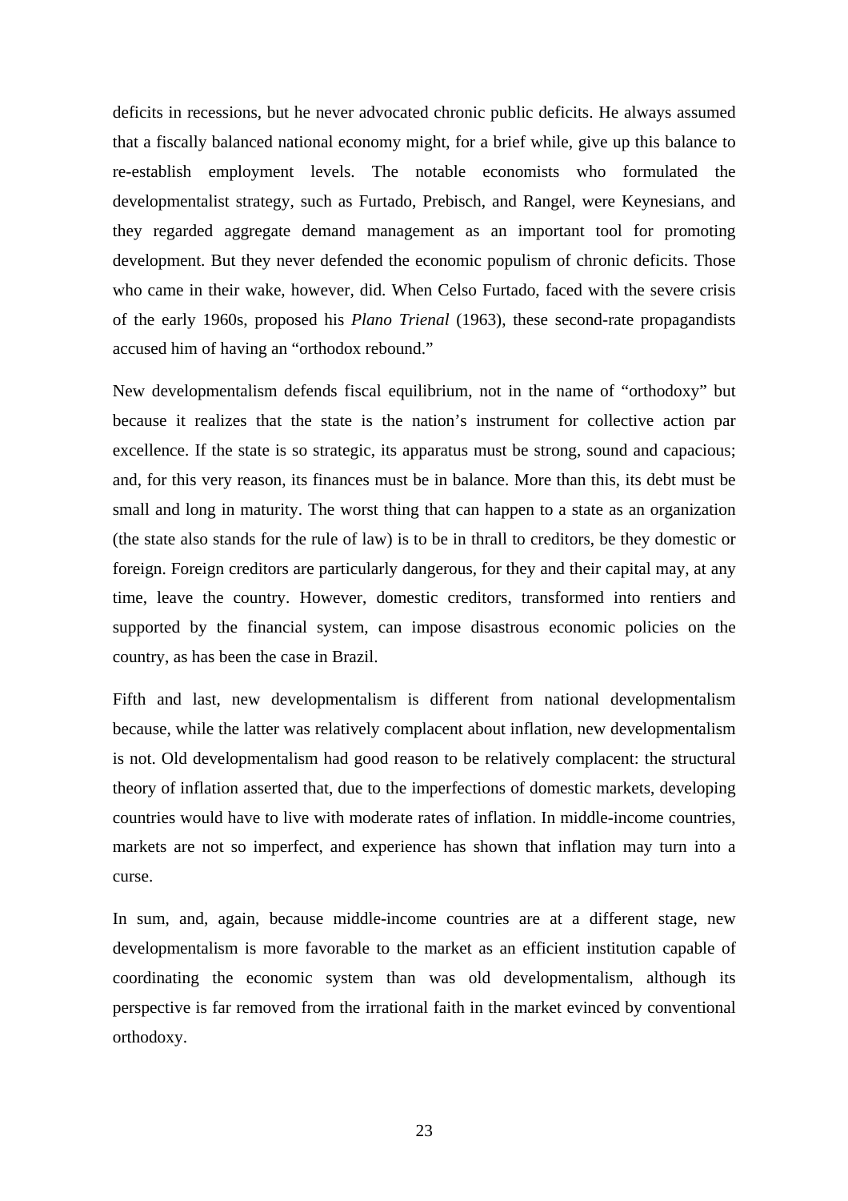deficits in recessions, but he never advocated chronic public deficits. He always assumed that a fiscally balanced national economy might, for a brief while, give up this balance to re-establish employment levels. The notable economists who formulated the developmentalist strategy, such as Furtado, Prebisch, and Rangel, were Keynesians, and they regarded aggregate demand management as an important tool for promoting development. But they never defended the economic populism of chronic deficits. Those who came in their wake, however, did. When Celso Furtado, faced with the severe crisis of the early 1960s, proposed his *Plano Trienal* (1963), these second-rate propagandists accused him of having an "orthodox rebound."

New developmentalism defends fiscal equilibrium, not in the name of "orthodoxy" but because it realizes that the state is the nation's instrument for collective action par excellence. If the state is so strategic, its apparatus must be strong, sound and capacious; and, for this very reason, its finances must be in balance. More than this, its debt must be small and long in maturity. The worst thing that can happen to a state as an organization (the state also stands for the rule of law) is to be in thrall to creditors, be they domestic or foreign. Foreign creditors are particularly dangerous, for they and their capital may, at any time, leave the country. However, domestic creditors, transformed into rentiers and supported by the financial system, can impose disastrous economic policies on the country, as has been the case in Brazil.

Fifth and last, new developmentalism is different from national developmentalism because, while the latter was relatively complacent about inflation, new developmentalism is not. Old developmentalism had good reason to be relatively complacent: the structural theory of inflation asserted that, due to the imperfections of domestic markets, developing countries would have to live with moderate rates of inflation. In middle-income countries, markets are not so imperfect, and experience has shown that inflation may turn into a curse.

In sum, and, again, because middle-income countries are at a different stage, new developmentalism is more favorable to the market as an efficient institution capable of coordinating the economic system than was old developmentalism, although its perspective is far removed from the irrational faith in the market evinced by conventional orthodoxy.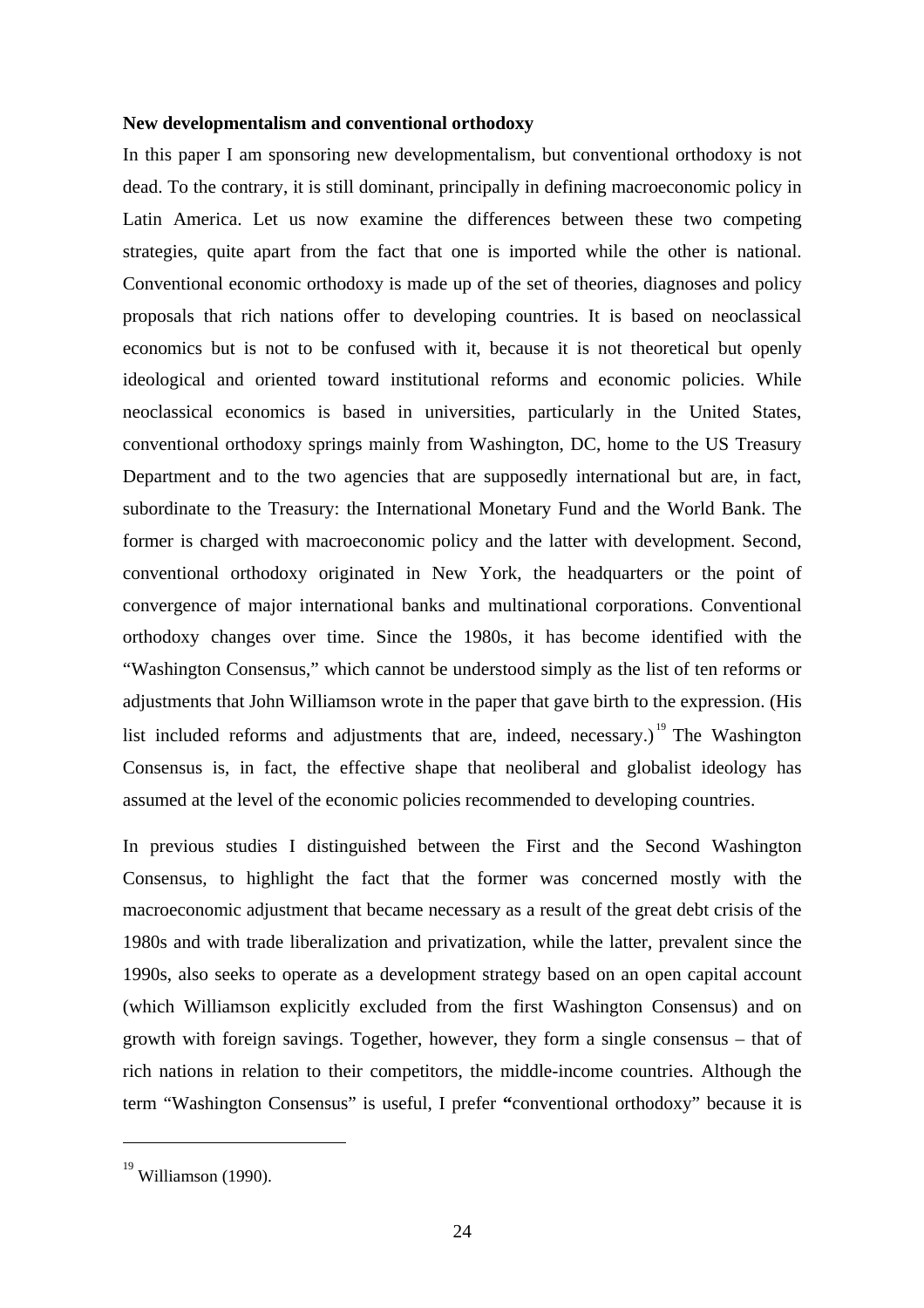**New developmentalism and conventional orthodoxy**

In this paper I am sponsoring new developmentalism, but conventional orthodoxy is not dead. To the contrary, it is still dominant, principally in defining macroeconomic policy in Latin America. Let us now examine the differences between these two competing strategies, quite apart from the fact that one is imported while the other is national. Conventional economic orthodoxy is made up of the set of theories, diagnoses and policy proposals that rich nations offer to developing countries. It is based on neoclassical economics but is not to be confused with it, because it is not theoretical but openly ideological and oriented toward institutional reforms and economic policies. While neoclassical economics is based in universities, particularly in the United States, conventional orthodoxy springs mainly from Washington, DC, home to the US Treasury Department and to the two agencies that are supposedly international but are, in fact, subordinate to the Treasury: the International Monetary Fund and the World Bank. The former is charged with macroeconomic policy and the latter with development. Second, conventional orthodoxy originated in New York, the headquarters or the point of convergence of major international banks and multinational corporations. Conventional orthodoxy changes over time. Since the 1980s, it has become identified with the "Washington Consensus," which cannot be understood simply as the list of ten reforms or adjustments that John Williamson wrote in the paper that gave birth to the expression. (His list included reforms and adjustments that are, indeed, necessary.)[19] The Washington Consensus is, in fact, the effective shape that neoliberal and globalist ideology has assumed at the level of the economic policies recommended to developing countries.

In previous studies I distinguished between the First and the Second Washington Consensus, to highlight the fact that the former was concerned mostly with the macroeconomic adjustment that became necessary as a result of the great debt crisis of the 1980s and with trade liberalization and privatization, while the latter, prevalent since the 1990s, also seeks to operate as a development strategy based on an open capital account (which Williamson explicitly excluded from the first Washington Consensus) and on growth with foreign savings. Together, however, they form a single consensus – that of rich nations in relation to their competitors, the middle-income countries. Although the term "Washington Consensus" is useful, I prefer "conventional orthodoxy" because it is

---

[19] Williamson (1990).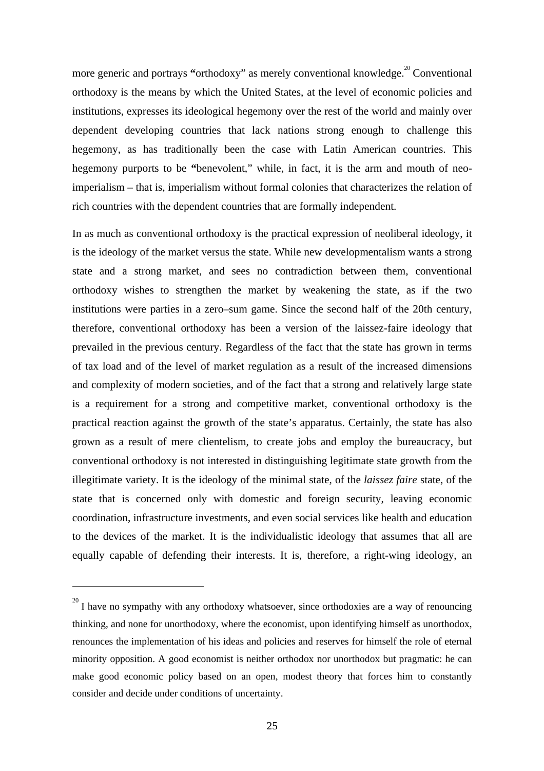more generic and portrays "orthodoxy" as merely conventional knowledge.[20] Conventional orthodoxy is the means by which the United States, at the level of economic policies and institutions, expresses its ideological hegemony over the rest of the world and mainly over dependent developing countries that lack nations strong enough to challenge this hegemony, as has traditionally been the case with Latin American countries. This hegemony purports to be "benevolent," while, in fact, it is the arm and mouth of neo-imperialism – that is, imperialism without formal colonies that characterizes the relation of rich countries with the dependent countries that are formally independent.

In as much as conventional orthodoxy is the practical expression of neoliberal ideology, it is the ideology of the market versus the state. While new developmentalism wants a strong state and a strong market, and sees no contradiction between them, conventional orthodoxy wishes to strengthen the market by weakening the state, as if the two institutions were parties in a zero–sum game. Since the second half of the 20th century, therefore, conventional orthodoxy has been a version of the laissez-faire ideology that prevailed in the previous century. Regardless of the fact that the state has grown in terms of tax load and of the level of market regulation as a result of the increased dimensions and complexity of modern societies, and of the fact that a strong and relatively large state is a requirement for a strong and competitive market, conventional orthodoxy is the practical reaction against the growth of the state's apparatus. Certainly, the state has also grown as a result of mere clientelism, to create jobs and employ the bureaucracy, but conventional orthodoxy is not interested in distinguishing legitimate state growth from the illegitimate variety. It is the ideology of the minimal state, of the *laissez faire* state, of the state that is concerned only with domestic and foreign security, leaving economic coordination, infrastructure investments, and even social services like health and education to the devices of the market. It is the individualistic ideology that assumes that all are equally capable of defending their interests. It is, therefore, a right-wing ideology, an

---

[20] I have no sympathy with any orthodoxy whatsoever, since orthodoxies are a way of renouncing thinking, and none for unorthodoxy, where the economist, upon identifying himself as unorthodox, renounces the implementation of his ideas and policies and reserves for himself the role of eternal minority opposition. A good economist is neither orthodox nor unorthodox but pragmatic: he can make good economic policy based on an open, modest theory that forces him to constantly consider and decide under conditions of uncertainty.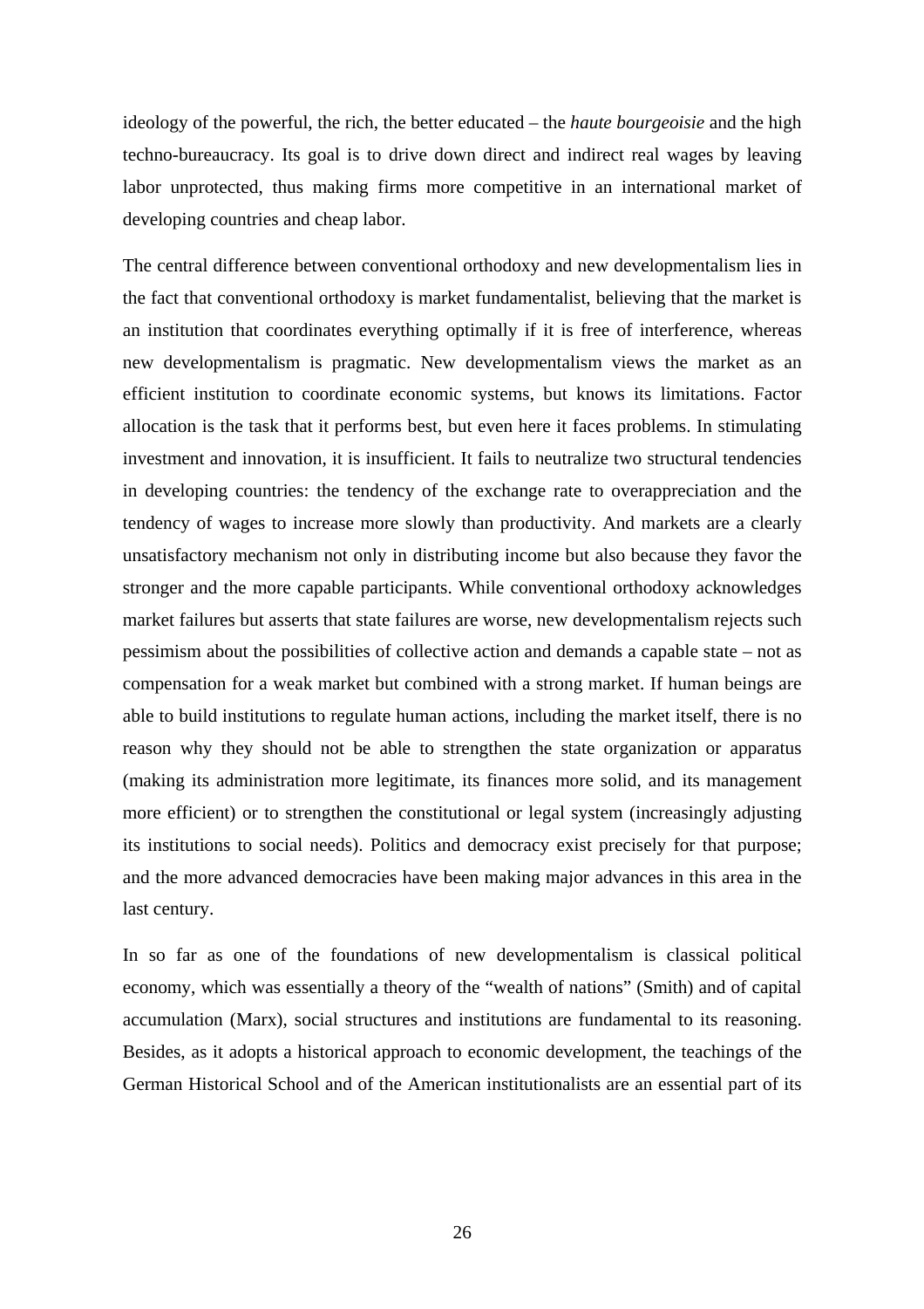ideology of the powerful, the rich, the better educated – the *haute bourgeoisie* and the high techno-bureaucracy. Its goal is to drive down direct and indirect real wages by leaving labor unprotected, thus making firms more competitive in an international market of developing countries and cheap labor.

The central difference between conventional orthodoxy and new developmentalism lies in the fact that conventional orthodoxy is market fundamentalist, believing that the market is an institution that coordinates everything optimally if it is free of interference, whereas new developmentalism is pragmatic. New developmentalism views the market as an efficient institution to coordinate economic systems, but knows its limitations. Factor allocation is the task that it performs best, but even here it faces problems. In stimulating investment and innovation, it is insufficient. It fails to neutralize two structural tendencies in developing countries: the tendency of the exchange rate to overappreciation and the tendency of wages to increase more slowly than productivity. And markets are a clearly unsatisfactory mechanism not only in distributing income but also because they favor the stronger and the more capable participants. While conventional orthodoxy acknowledges market failures but asserts that state failures are worse, new developmentalism rejects such pessimism about the possibilities of collective action and demands a capable state – not as compensation for a weak market but combined with a strong market. If human beings are able to build institutions to regulate human actions, including the market itself, there is no reason why they should not be able to strengthen the state organization or apparatus (making its administration more legitimate, its finances more solid, and its management more efficient) or to strengthen the constitutional or legal system (increasingly adjusting its institutions to social needs). Politics and democracy exist precisely for that purpose; and the more advanced democracies have been making major advances in this area in the last century.

In so far as one of the foundations of new developmentalism is classical political economy, which was essentially a theory of the "wealth of nations" (Smith) and of capital accumulation (Marx), social structures and institutions are fundamental to its reasoning. Besides, as it adopts a historical approach to economic development, the teachings of the German Historical School and of the American institutionalists are an essential part of its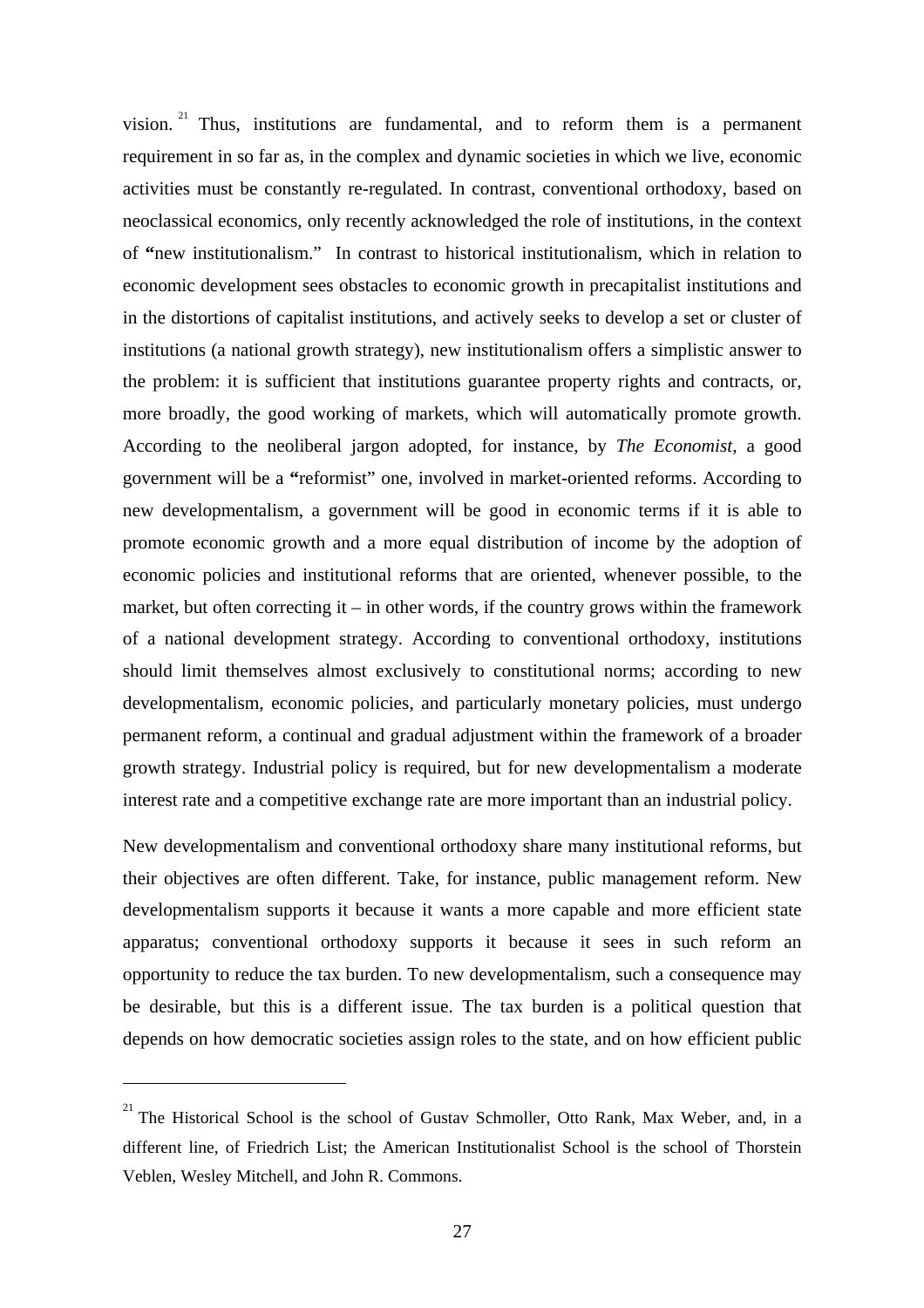vision.[21] Thus, institutions are fundamental, and to reform them is a permanent requirement in so far as, in the complex and dynamic societies in which we live, economic activities must be constantly re-regulated. In contrast, conventional orthodoxy, based on neoclassical economics, only recently acknowledged the role of institutions, in the context of "new institutionalism." In contrast to historical institutionalism, which in relation to economic development sees obstacles to economic growth in precapitalist institutions and in the distortions of capitalist institutions, and actively seeks to develop a set or cluster of institutions (a national growth strategy), new institutionalism offers a simplistic answer to the problem: it is sufficient that institutions guarantee property rights and contracts, or, more broadly, the good working of markets, which will automatically promote growth. According to the neoliberal jargon adopted, for instance, by *The Economist*, a good government will be a "reformist" one, involved in market-oriented reforms. According to new developmentalism, a government will be good in economic terms if it is able to promote economic growth and a more equal distribution of income by the adoption of economic policies and institutional reforms that are oriented, whenever possible, to the market, but often correcting it – in other words, if the country grows within the framework of a national development strategy. According to conventional orthodoxy, institutions should limit themselves almost exclusively to constitutional norms; according to new developmentalism, economic policies, and particularly monetary policies, must undergo permanent reform, a continual and gradual adjustment within the framework of a broader growth strategy. Industrial policy is required, but for new developmentalism a moderate interest rate and a competitive exchange rate are more important than an industrial policy.

New developmentalism and conventional orthodoxy share many institutional reforms, but their objectives are often different. Take, for instance, public management reform. New developmentalism supports it because it wants a more capable and more efficient state apparatus; conventional orthodoxy supports it because it sees in such reform an opportunity to reduce the tax burden. To new developmentalism, such a consequence may be desirable, but this is a different issue. The tax burden is a political question that depends on how democratic societies assign roles to the state, and on how efficient public

[21] The Historical School is the school of Gustav Schmoller, Otto Rank, Max Weber, and, in a different line, of Friedrich List; the American Institutionalist School is the school of Thorstein Veblen, Wesley Mitchell, and John R. Commons.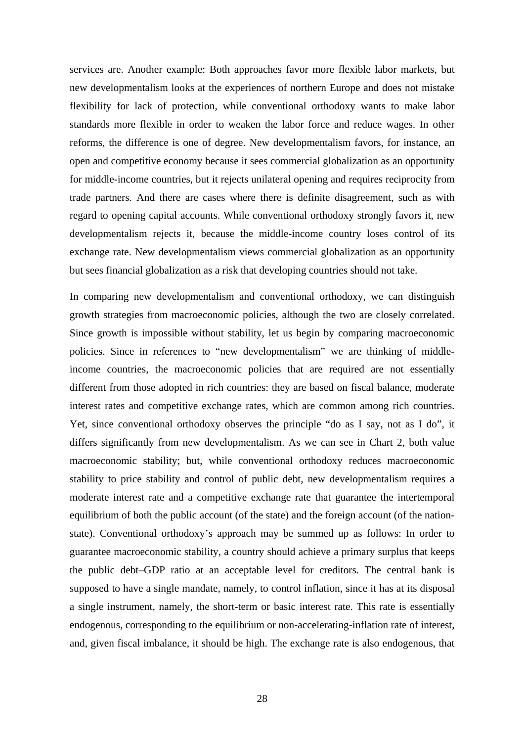services are. Another example: Both approaches favor more flexible labor markets, but new developmentalism looks at the experiences of northern Europe and does not mistake flexibility for lack of protection, while conventional orthodoxy wants to make labor standards more flexible in order to weaken the labor force and reduce wages. In other reforms, the difference is one of degree. New developmentalism favors, for instance, an open and competitive economy because it sees commercial globalization as an opportunity for middle-income countries, but it rejects unilateral opening and requires reciprocity from trade partners. And there are cases where there is definite disagreement, such as with regard to opening capital accounts. While conventional orthodoxy strongly favors it, new developmentalism rejects it, because the middle-income country loses control of its exchange rate. New developmentalism views commercial globalization as an opportunity but sees financial globalization as a risk that developing countries should not take.

In comparing new developmentalism and conventional orthodoxy, we can distinguish growth strategies from macroeconomic policies, although the two are closely correlated. Since growth is impossible without stability, let us begin by comparing macroeconomic policies. Since in references to "new developmentalism" we are thinking of middle-income countries, the macroeconomic policies that are required are not essentially different from those adopted in rich countries: they are based on fiscal balance, moderate interest rates and competitive exchange rates, which are common among rich countries. Yet, since conventional orthodoxy observes the principle "do as I say, not as I do", it differs significantly from new developmentalism. As we can see in Chart 2, both value macroeconomic stability; but, while conventional orthodoxy reduces macroeconomic stability to price stability and control of public debt, new developmentalism requires a moderate interest rate and a competitive exchange rate that guarantee the intertemporal equilibrium of both the public account (of the state) and the foreign account (of the nation-state). Conventional orthodoxy's approach may be summed up as follows: In order to guarantee macroeconomic stability, a country should achieve a primary surplus that keeps the public debt–GDP ratio at an acceptable level for creditors. The central bank is supposed to have a single mandate, namely, to control inflation, since it has at its disposal a single instrument, namely, the short-term or basic interest rate. This rate is essentially endogenous, corresponding to the equilibrium or non-accelerating-inflation rate of interest, and, given fiscal imbalance, it should be high. The exchange rate is also endogenous, that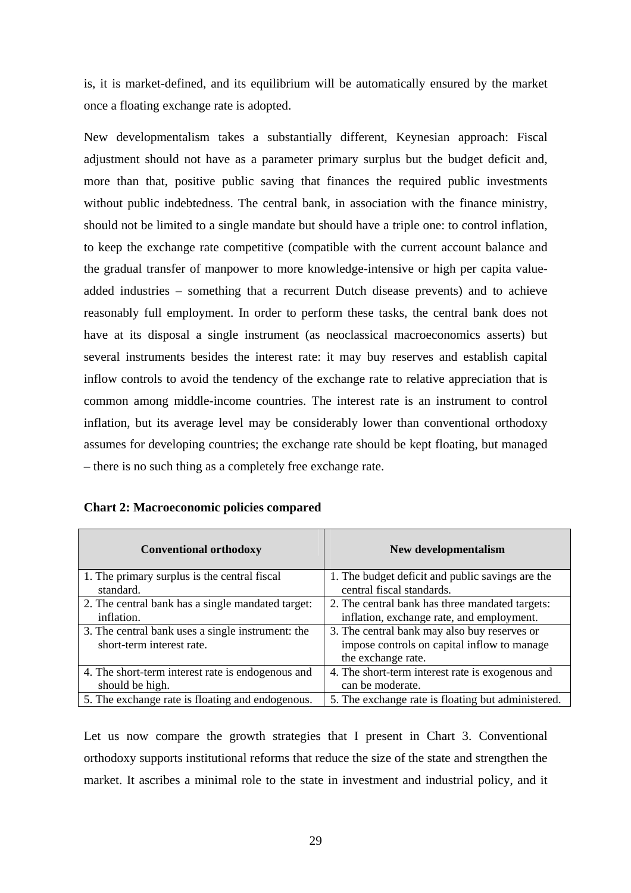is, it is market-defined, and its equilibrium will be automatically ensured by the market once a floating exchange rate is adopted.

New developmentalism takes a substantially different, Keynesian approach: Fiscal adjustment should not have as a parameter primary surplus but the budget deficit and, more than that, positive public saving that finances the required public investments without public indebtedness. The central bank, in association with the finance ministry, should not be limited to a single mandate but should have a triple one: to control inflation, to keep the exchange rate competitive (compatible with the current account balance and the gradual transfer of manpower to more knowledge-intensive or high per capita value-added industries – something that a recurrent Dutch disease prevents) and to achieve reasonably full employment. In order to perform these tasks, the central bank does not have at its disposal a single instrument (as neoclassical macroeconomics asserts) but several instruments besides the interest rate: it may buy reserves and establish capital inflow controls to avoid the tendency of the exchange rate to relative appreciation that is common among middle-income countries. The interest rate is an instrument to control inflation, but its average level may be considerably lower than conventional orthodoxy assumes for developing countries; the exchange rate should be kept floating, but managed – there is no such thing as a completely free exchange rate.

**Chart 2: Macroeconomic policies compared**

| Conventional orthodoxy | New developmentalism |
|---|---|
| 1. The primary surplus is the central fiscal standard. | 1. The budget deficit and public savings are the central fiscal standards. |
| 2. The central bank has a single mandated target: inflation. | 2. The central bank has three mandated targets: inflation, exchange rate, and employment. |
| 3. The central bank uses a single instrument: the short-term interest rate. | 3. The central bank may also buy reserves or impose controls on capital inflow to manage the exchange rate. |
| 4. The short-term interest rate is endogenous and should be high. | 4. The short-term interest rate is exogenous and can be moderate. |
| 5. The exchange rate is floating and endogenous. | 5. The exchange rate is floating but administered. |

Let us now compare the growth strategies that I present in Chart 3. Conventional orthodoxy supports institutional reforms that reduce the size of the state and strengthen the market. It ascribes a minimal role to the state in investment and industrial policy, and it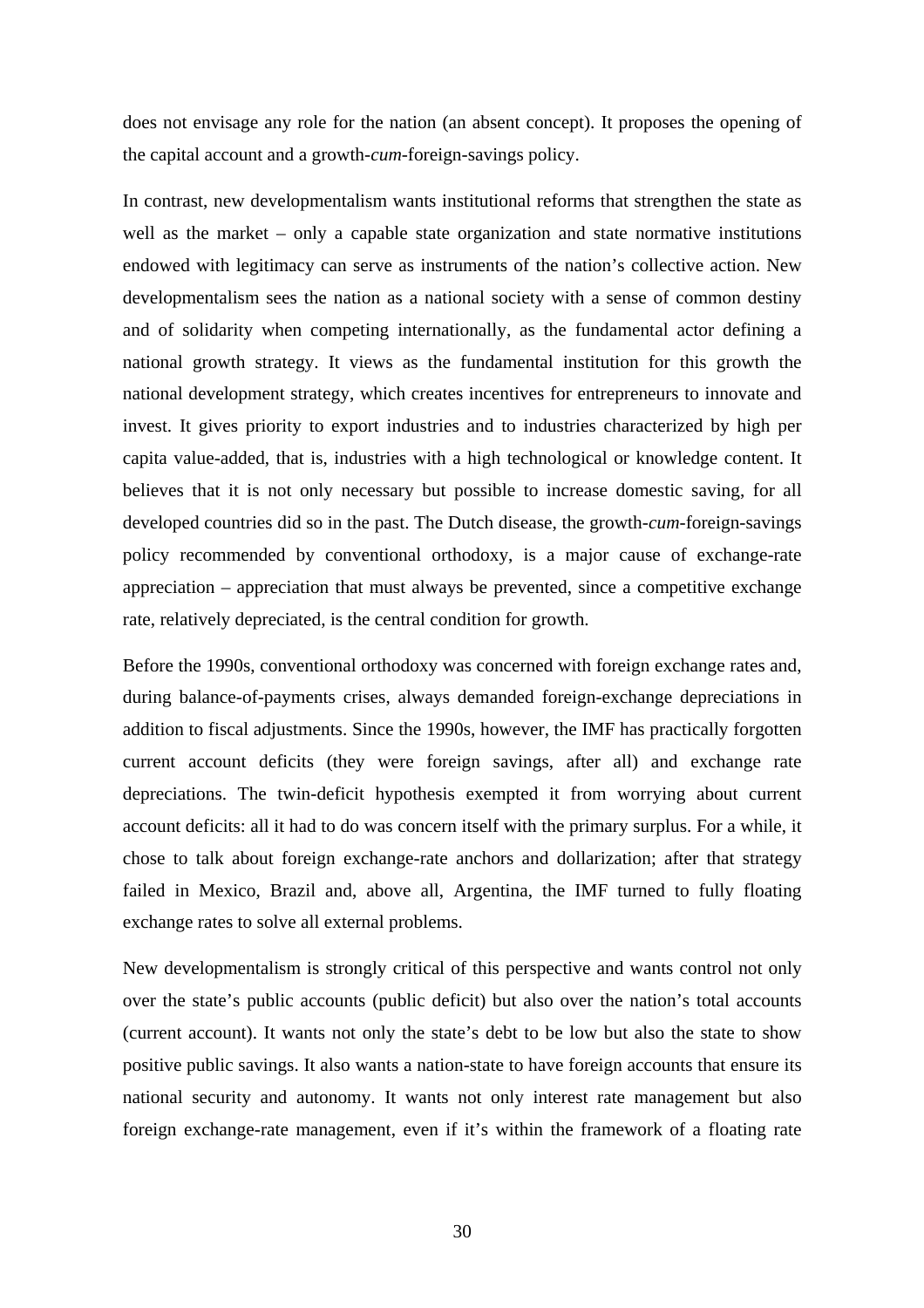does not envisage any role for the nation (an absent concept). It proposes the opening of the capital account and a growth-*cum*-foreign-savings policy.

In contrast, new developmentalism wants institutional reforms that strengthen the state as well as the market – only a capable state organization and state normative institutions endowed with legitimacy can serve as instruments of the nation's collective action. New developmentalism sees the nation as a national society with a sense of common destiny and of solidarity when competing internationally, as the fundamental actor defining a national growth strategy. It views as the fundamental institution for this growth the national development strategy, which creates incentives for entrepreneurs to innovate and invest. It gives priority to export industries and to industries characterized by high per capita value-added, that is, industries with a high technological or knowledge content. It believes that it is not only necessary but possible to increase domestic saving, for all developed countries did so in the past. The Dutch disease, the growth-*cum*-foreign-savings policy recommended by conventional orthodoxy, is a major cause of exchange-rate appreciation – appreciation that must always be prevented, since a competitive exchange rate, relatively depreciated, is the central condition for growth.

Before the 1990s, conventional orthodoxy was concerned with foreign exchange rates and, during balance-of-payments crises, always demanded foreign-exchange depreciations in addition to fiscal adjustments. Since the 1990s, however, the IMF has practically forgotten current account deficits (they were foreign savings, after all) and exchange rate depreciations. The twin-deficit hypothesis exempted it from worrying about current account deficits: all it had to do was concern itself with the primary surplus. For a while, it chose to talk about foreign exchange-rate anchors and dollarization; after that strategy failed in Mexico, Brazil and, above all, Argentina, the IMF turned to fully floating exchange rates to solve all external problems.

New developmentalism is strongly critical of this perspective and wants control not only over the state's public accounts (public deficit) but also over the nation's total accounts (current account). It wants not only the state's debt to be low but also the state to show positive public savings. It also wants a nation-state to have foreign accounts that ensure its national security and autonomy. It wants not only interest rate management but also foreign exchange-rate management, even if it's within the framework of a floating rate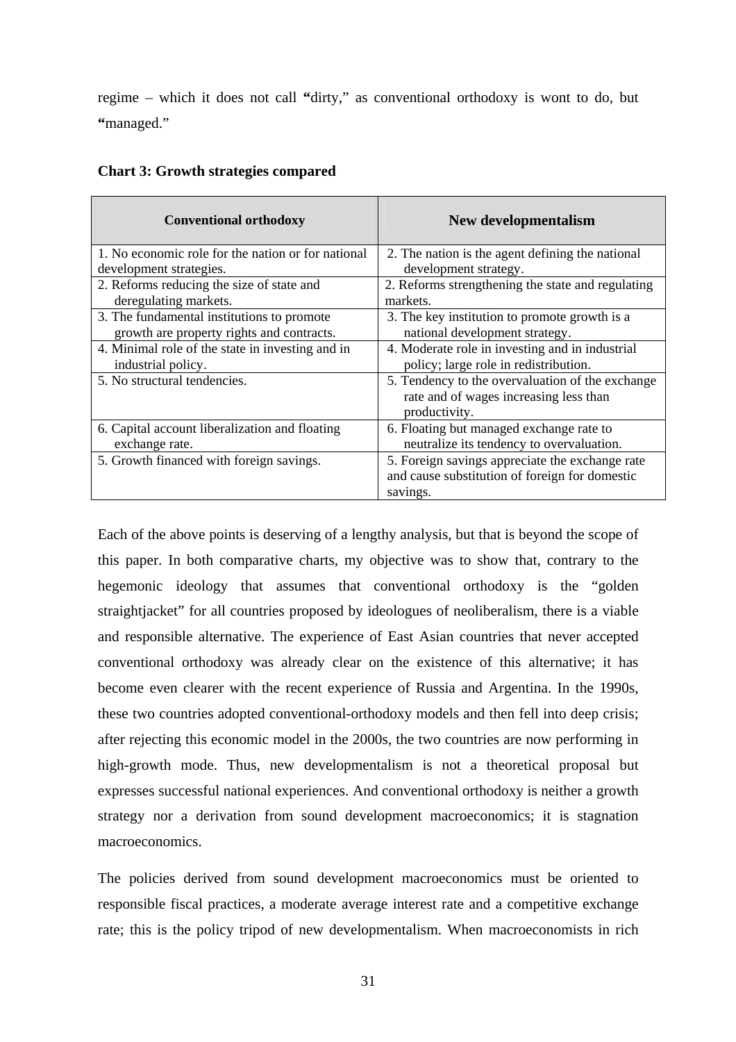regime – which it does not call **"**dirty," as conventional orthodoxy is wont to do, but **"**managed."

**Chart 3: Growth strategies compared**

| Conventional orthodoxy | New developmentalism |
|---|---|
| 1. No economic role for the nation or for national development strategies. | 2. The nation is the agent defining the national development strategy. |
| 2. Reforms reducing the size of state and deregulating markets. | 2. Reforms strengthening the state and regulating markets. |
| 3. The fundamental institutions to promote growth are property rights and contracts. | 3. The key institution to promote growth is a national development strategy. |
| 4. Minimal role of the state in investing and in industrial policy. | 4. Moderate role in investing and in industrial policy; large role in redistribution. |
| 5. No structural tendencies. | 5. Tendency to the overvaluation of the exchange rate and of wages increasing less than productivity. |
| 6. Capital account liberalization and floating exchange rate. | 6. Floating but managed exchange rate to neutralize its tendency to overvaluation. |
| 5. Growth financed with foreign savings. | 5. Foreign savings appreciate the exchange rate and cause substitution of foreign for domestic savings. |

Each of the above points is deserving of a lengthy analysis, but that is beyond the scope of this paper. In both comparative charts, my objective was to show that, contrary to the hegemonic ideology that assumes that conventional orthodoxy is the "golden straightjacket" for all countries proposed by ideologues of neoliberalism, there is a viable and responsible alternative. The experience of East Asian countries that never accepted conventional orthodoxy was already clear on the existence of this alternative; it has become even clearer with the recent experience of Russia and Argentina. In the 1990s, these two countries adopted conventional-orthodoxy models and then fell into deep crisis; after rejecting this economic model in the 2000s, the two countries are now performing in high-growth mode. Thus, new developmentalism is not a theoretical proposal but expresses successful national experiences. And conventional orthodoxy is neither a growth strategy nor a derivation from sound development macroeconomics; it is stagnation macroeconomics.

The policies derived from sound development macroeconomics must be oriented to responsible fiscal practices, a moderate average interest rate and a competitive exchange rate; this is the policy tripod of new developmentalism. When macroeconomists in rich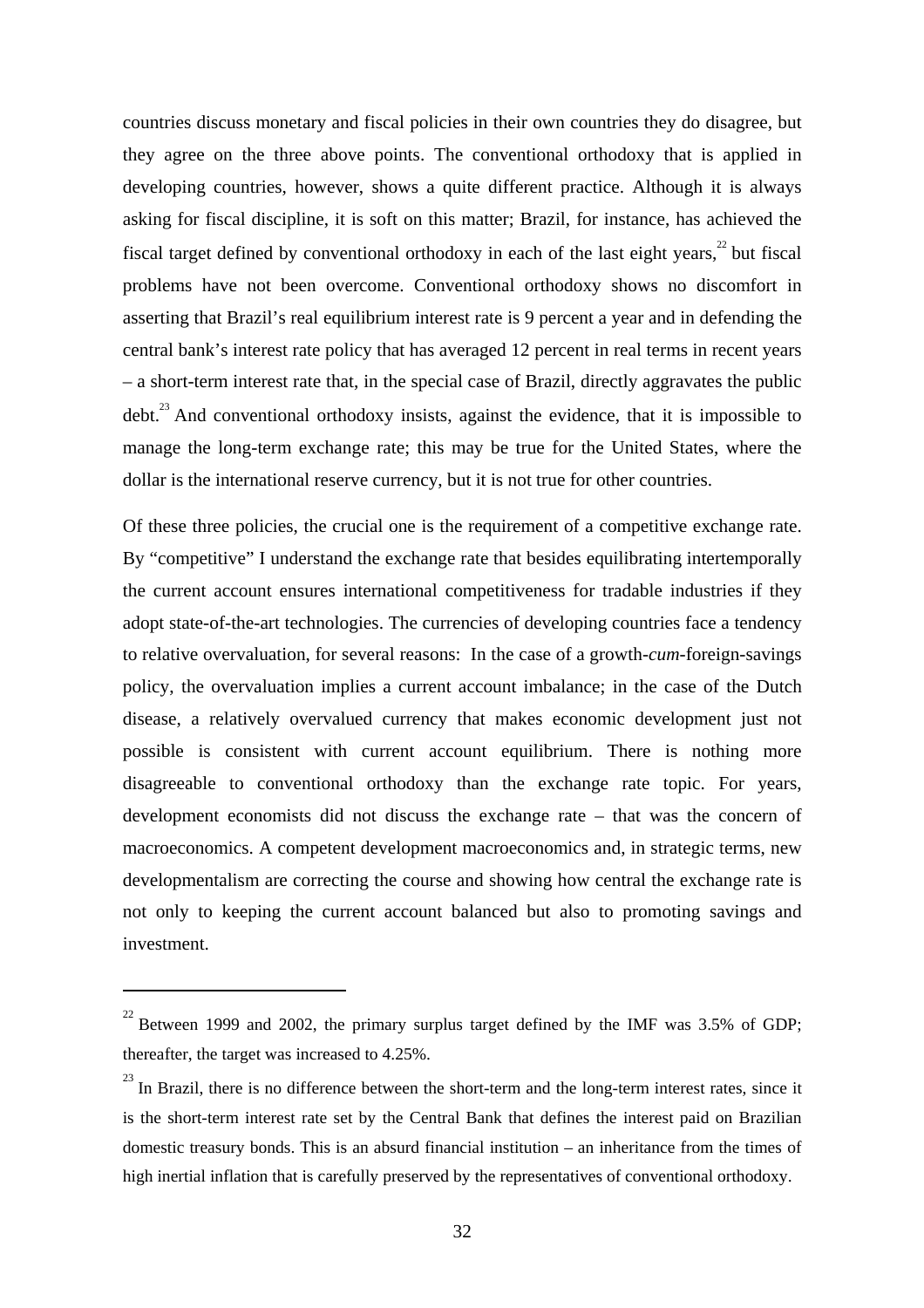countries discuss monetary and fiscal policies in their own countries they do disagree, but they agree on the three above points. The conventional orthodoxy that is applied in developing countries, however, shows a quite different practice. Although it is always asking for fiscal discipline, it is soft on this matter; Brazil, for instance, has achieved the fiscal target defined by conventional orthodoxy in each of the last eight years,[22] but fiscal problems have not been overcome. Conventional orthodoxy shows no discomfort in asserting that Brazil's real equilibrium interest rate is 9 percent a year and in defending the central bank's interest rate policy that has averaged 12 percent in real terms in recent years – a short-term interest rate that, in the special case of Brazil, directly aggravates the public debt.[23] And conventional orthodoxy insists, against the evidence, that it is impossible to manage the long-term exchange rate; this may be true for the United States, where the dollar is the international reserve currency, but it is not true for other countries.

Of these three policies, the crucial one is the requirement of a competitive exchange rate. By "competitive" I understand the exchange rate that besides equilibrating intertemporally the current account ensures international competitiveness for tradable industries if they adopt state-of-the-art technologies. The currencies of developing countries face a tendency to relative overvaluation, for several reasons: In the case of a growth-*cum*-foreign-savings policy, the overvaluation implies a current account imbalance; in the case of the Dutch disease, a relatively overvalued currency that makes economic development just not possible is consistent with current account equilibrium. There is nothing more disagreeable to conventional orthodoxy than the exchange rate topic. For years, development economists did not discuss the exchange rate – that was the concern of macroeconomics. A competent development macroeconomics and, in strategic terms, new developmentalism are correcting the course and showing how central the exchange rate is not only to keeping the current account balanced but also to promoting savings and investment.

---

[22] Between 1999 and 2002, the primary surplus target defined by the IMF was 3.5% of GDP; thereafter, the target was increased to 4.25%.

[23] In Brazil, there is no difference between the short-term and the long-term interest rates, since it is the short-term interest rate set by the Central Bank that defines the interest paid on Brazilian domestic treasury bonds. This is an absurd financial institution – an inheritance from the times of high inertial inflation that is carefully preserved by the representatives of conventional orthodoxy.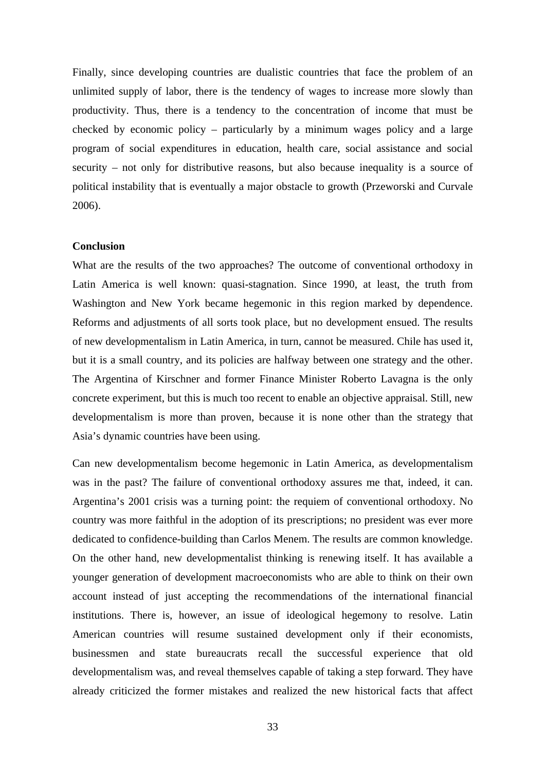Finally, since developing countries are dualistic countries that face the problem of an unlimited supply of labor, there is the tendency of wages to increase more slowly than productivity. Thus, there is a tendency to the concentration of income that must be checked by economic policy – particularly by a minimum wages policy and a large program of social expenditures in education, health care, social assistance and social security – not only for distributive reasons, but also because inequality is a source of political instability that is eventually a major obstacle to growth (Przeworski and Curvale 2006).

**Conclusion**

What are the results of the two approaches? The outcome of conventional orthodoxy in Latin America is well known: quasi-stagnation. Since 1990, at least, the truth from Washington and New York became hegemonic in this region marked by dependence. Reforms and adjustments of all sorts took place, but no development ensued. The results of new developmentalism in Latin America, in turn, cannot be measured. Chile has used it, but it is a small country, and its policies are halfway between one strategy and the other. The Argentina of Kirschner and former Finance Minister Roberto Lavagna is the only concrete experiment, but this is much too recent to enable an objective appraisal. Still, new developmentalism is more than proven, because it is none other than the strategy that Asia's dynamic countries have been using.

Can new developmentalism become hegemonic in Latin America, as developmentalism was in the past? The failure of conventional orthodoxy assures me that, indeed, it can. Argentina's 2001 crisis was a turning point: the requiem of conventional orthodoxy. No country was more faithful in the adoption of its prescriptions; no president was ever more dedicated to confidence-building than Carlos Menem. The results are common knowledge. On the other hand, new developmentalist thinking is renewing itself. It has available a younger generation of development macroeconomists who are able to think on their own account instead of just accepting the recommendations of the international financial institutions. There is, however, an issue of ideological hegemony to resolve. Latin American countries will resume sustained development only if their economists, businessmen and state bureaucrats recall the successful experience that old developmentalism was, and reveal themselves capable of taking a step forward. They have already criticized the former mistakes and realized the new historical facts that affect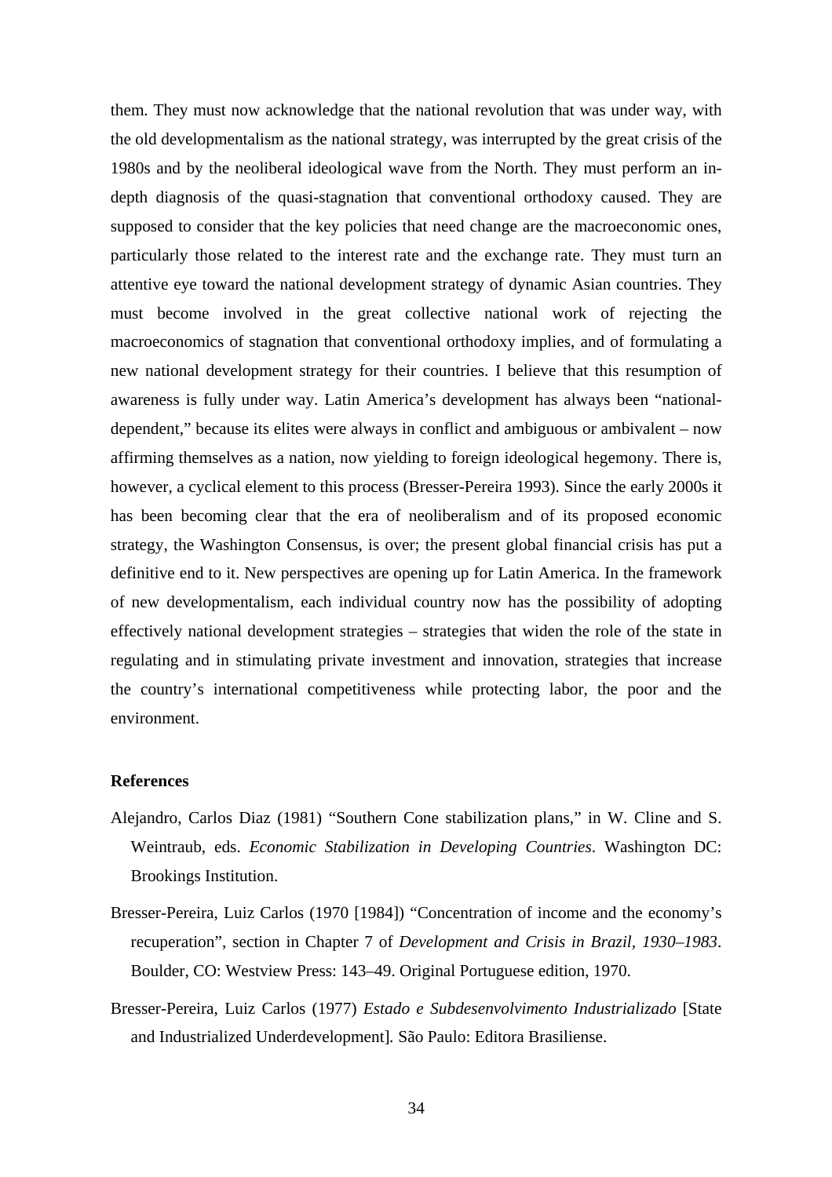them. They must now acknowledge that the national revolution that was under way, with the old developmentalism as the national strategy, was interrupted by the great crisis of the 1980s and by the neoliberal ideological wave from the North. They must perform an in-depth diagnosis of the quasi-stagnation that conventional orthodoxy caused. They are supposed to consider that the key policies that need change are the macroeconomic ones, particularly those related to the interest rate and the exchange rate. They must turn an attentive eye toward the national development strategy of dynamic Asian countries. They must become involved in the great collective national work of rejecting the macroeconomics of stagnation that conventional orthodoxy implies, and of formulating a new national development strategy for their countries. I believe that this resumption of awareness is fully under way. Latin America's development has always been "national-dependent," because its elites were always in conflict and ambiguous or ambivalent – now affirming themselves as a nation, now yielding to foreign ideological hegemony. There is, however, a cyclical element to this process (Bresser-Pereira 1993). Since the early 2000s it has been becoming clear that the era of neoliberalism and of its proposed economic strategy, the Washington Consensus, is over; the present global financial crisis has put a definitive end to it. New perspectives are opening up for Latin America. In the framework of new developmentalism, each individual country now has the possibility of adopting effectively national development strategies – strategies that widen the role of the state in regulating and in stimulating private investment and innovation, strategies that increase the country's international competitiveness while protecting labor, the poor and the environment.

## References

Alejandro, Carlos Diaz (1981) "Southern Cone stabilization plans," in W. Cline and S. Weintraub, eds. *Economic Stabilization in Developing Countries*. Washington DC: Brookings Institution.

Bresser-Pereira, Luiz Carlos (1970 [1984]) "Concentration of income and the economy's recuperation", section in Chapter 7 of *Development and Crisis in Brazil, 1930–1983*. Boulder, CO: Westview Press: 143–49. Original Portuguese edition, 1970.

Bresser-Pereira, Luiz Carlos (1977) *Estado e Subdesenvolvimento Industrializado* [State and Industrialized Underdevelopment]. São Paulo: Editora Brasiliense.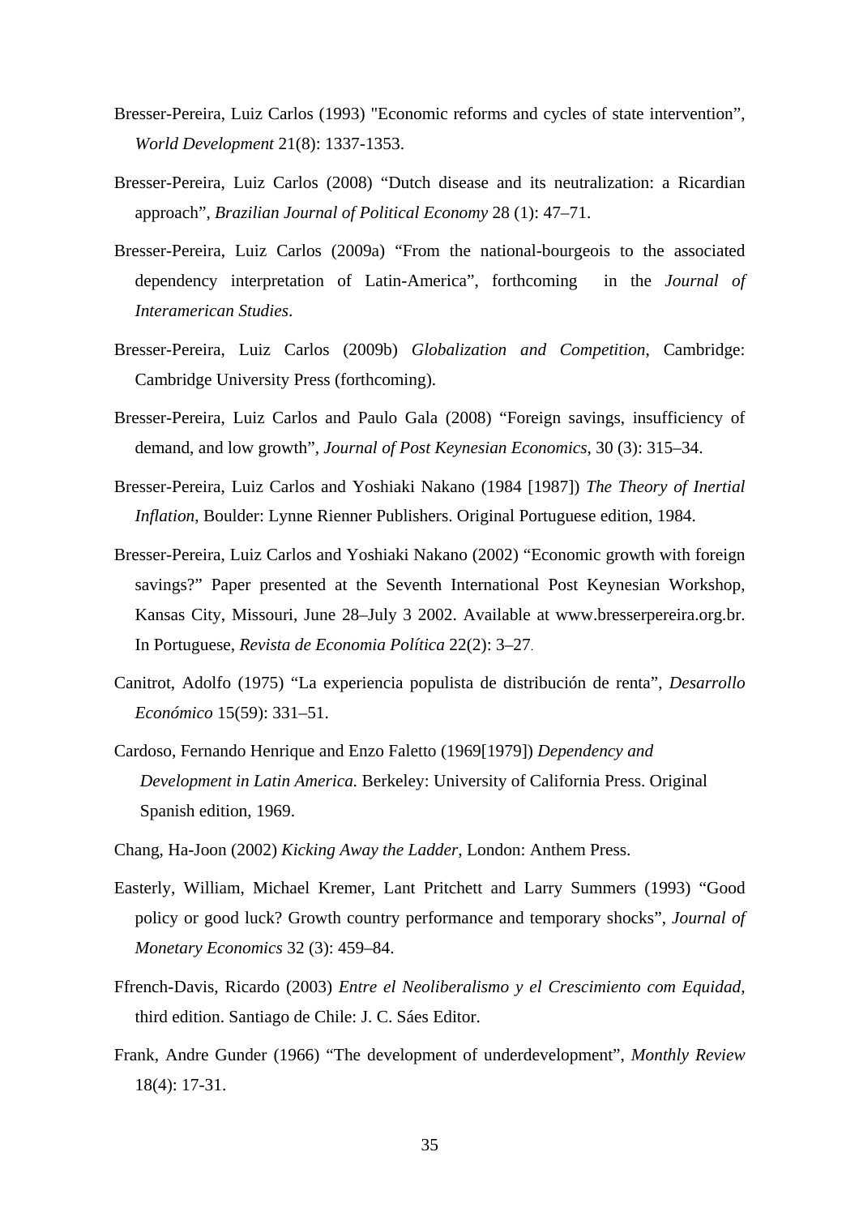Bresser-Pereira, Luiz Carlos (1993) "Economic reforms and cycles of state intervention", *World Development* 21(8): 1337-1353.

Bresser-Pereira, Luiz Carlos (2008) "Dutch disease and its neutralization: a Ricardian approach", *Brazilian Journal of Political Economy* 28 (1): 47–71.

Bresser-Pereira, Luiz Carlos (2009a) "From the national-bourgeois to the associated dependency interpretation of Latin-America", forthcoming in the *Journal of Interamerican Studies*.

Bresser-Pereira, Luiz Carlos (2009b) *Globalization and Competition*, Cambridge: Cambridge University Press (forthcoming).

Bresser-Pereira, Luiz Carlos and Paulo Gala (2008) "Foreign savings, insufficiency of demand, and low growth", *Journal of Post Keynesian Economics*, 30 (3): 315–34.

Bresser-Pereira, Luiz Carlos and Yoshiaki Nakano (1984 [1987]) *The Theory of Inertial Inflation*, Boulder: Lynne Rienner Publishers. Original Portuguese edition, 1984.

Bresser-Pereira, Luiz Carlos and Yoshiaki Nakano (2002) "Economic growth with foreign savings?" Paper presented at the Seventh International Post Keynesian Workshop, Kansas City, Missouri, June 28–July 3 2002. Available at www.bresserpereira.org.br. In Portuguese, *Revista de Economia Política* 22(2): 3–27.

Canitrot, Adolfo (1975) "La experiencia populista de distribución de renta", *Desarrollo Económico* 15(59): 331–51.

Cardoso, Fernando Henrique and Enzo Faletto (1969[1979]) *Dependency and Development in Latin America.* Berkeley: University of California Press. Original Spanish edition, 1969.

Chang, Ha-Joon (2002) *Kicking Away the Ladder*, London: Anthem Press.

Easterly, William, Michael Kremer, Lant Pritchett and Larry Summers (1993) "Good policy or good luck? Growth country performance and temporary shocks", *Journal of Monetary Economics* 32 (3): 459–84.

Ffrench-Davis, Ricardo (2003) *Entre el Neoliberalismo y el Crescimiento com Equidad*, third edition. Santiago de Chile: J. C. Sáes Editor.

Frank, Andre Gunder (1966) "The development of underdevelopment", *Monthly Review* 18(4): 17-31.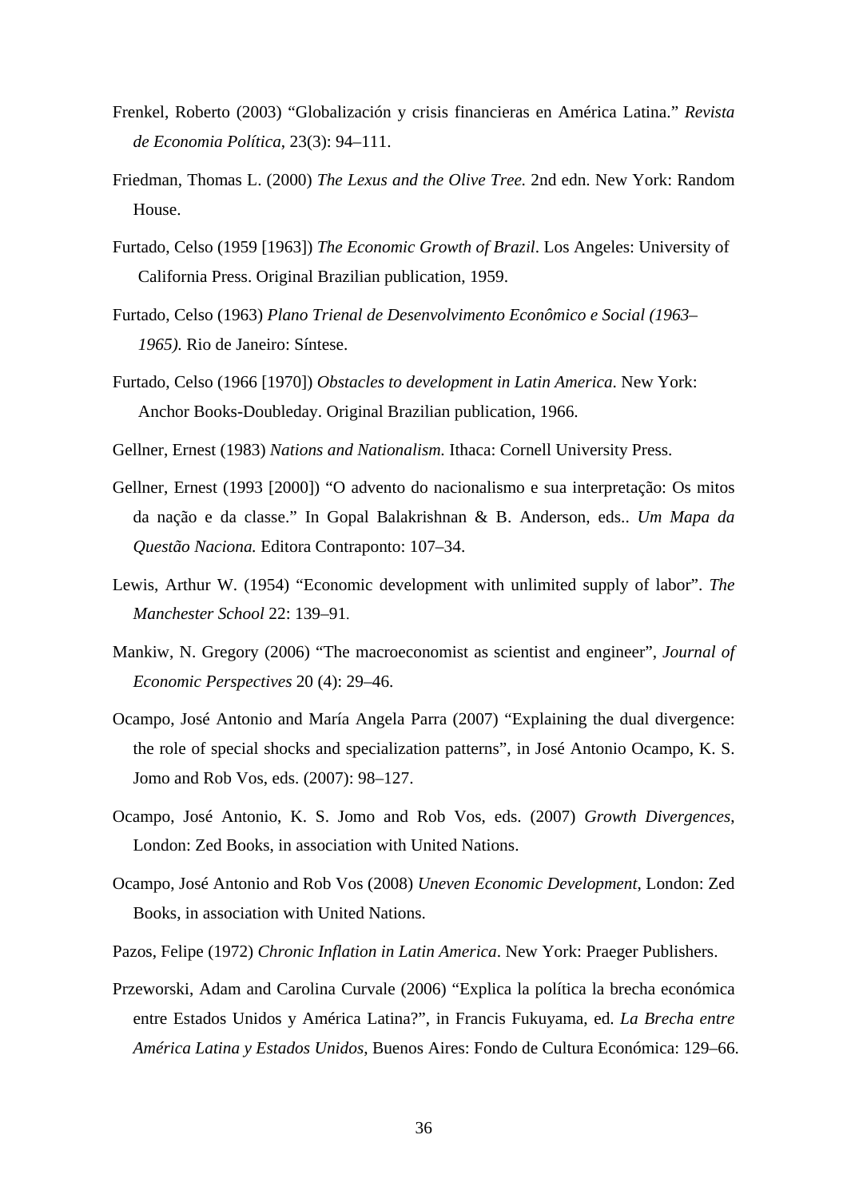Frenkel, Roberto (2003) “Globalización y crisis financieras en América Latina.” *Revista de Economia Política*, 23(3): 94–111.

Friedman, Thomas L. (2000) *The Lexus and the Olive Tree.* 2nd edn. New York: Random House.

Furtado, Celso (1959 [1963]) *The Economic Growth of Brazil*. Los Angeles: University of California Press. Original Brazilian publication, 1959.

Furtado, Celso (1963) *Plano Trienal de Desenvolvimento Econômico e Social (1963–1965).* Rio de Janeiro: Síntese.

Furtado, Celso (1966 [1970]) *Obstacles to development in Latin America*. New York: Anchor Books-Doubleday. Original Brazilian publication, 1966.

Gellner, Ernest (1983) *Nations and Nationalism.* Ithaca: Cornell University Press.

Gellner, Ernest (1993 [2000]) “O advento do nacionalismo e sua interpretação: Os mitos da nação e da classe.” In Gopal Balakrishnan & B. Anderson, eds.. *Um Mapa da Questão Naciona.* Editora Contraponto: 107–34.

Lewis, Arthur W. (1954) “Economic development with unlimited supply of labor”. *The Manchester School* 22: 139–91.

Mankiw, N. Gregory (2006) “The macroeconomist as scientist and engineer”, *Journal of Economic Perspectives* 20 (4): 29–46.

Ocampo, José Antonio and María Angela Parra (2007) “Explaining the dual divergence: the role of special shocks and specialization patterns”, in José Antonio Ocampo, K. S. Jomo and Rob Vos, eds. (2007): 98–127.

Ocampo, José Antonio, K. S. Jomo and Rob Vos, eds. (2007) *Growth Divergences*, London: Zed Books, in association with United Nations.

Ocampo, José Antonio and Rob Vos (2008) *Uneven Economic Development*, London: Zed Books, in association with United Nations.

Pazos, Felipe (1972) *Chronic Inflation in Latin America*. New York: Praeger Publishers.

Przeworski, Adam and Carolina Curvale (2006) “Explica la política la brecha económica entre Estados Unidos y América Latina?”, in Francis Fukuyama, ed. *La Brecha entre América Latina y Estados Unidos*, Buenos Aires: Fondo de Cultura Económica: 129–66.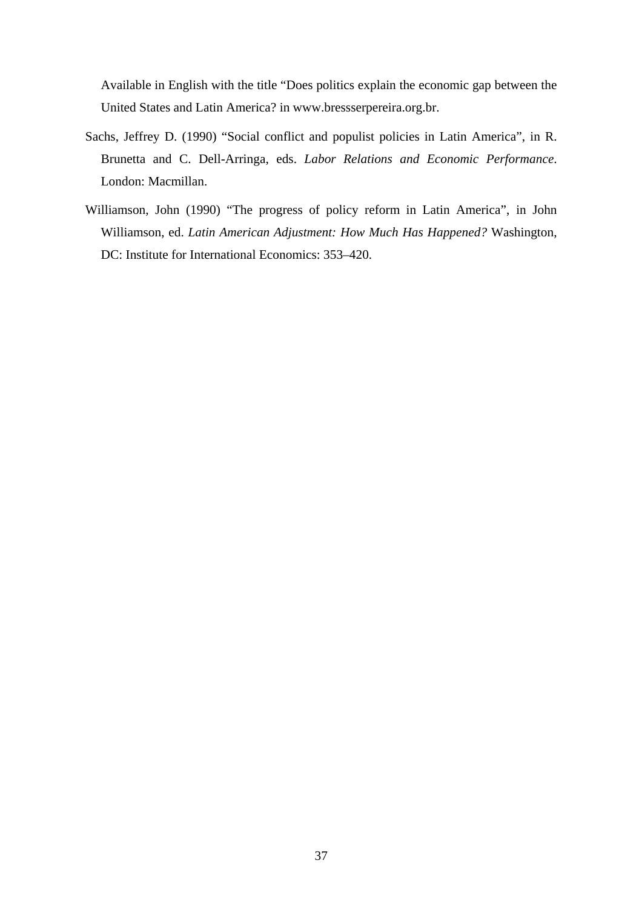Available in English with the title “Does politics explain the economic gap between the United States and Latin America? in www.bressserpereira.org.br.

Sachs, Jeffrey D. (1990) “Social conflict and populist policies in Latin America”, in R. Brunetta and C. Dell-Arringa, eds. *Labor Relations and Economic Performance.* London: Macmillan.

Williamson, John (1990) “The progress of policy reform in Latin America”, in John Williamson, ed. *Latin American Adjustment: How Much Has Happened?* Washington, DC: Institute for International Economics: 353–420.